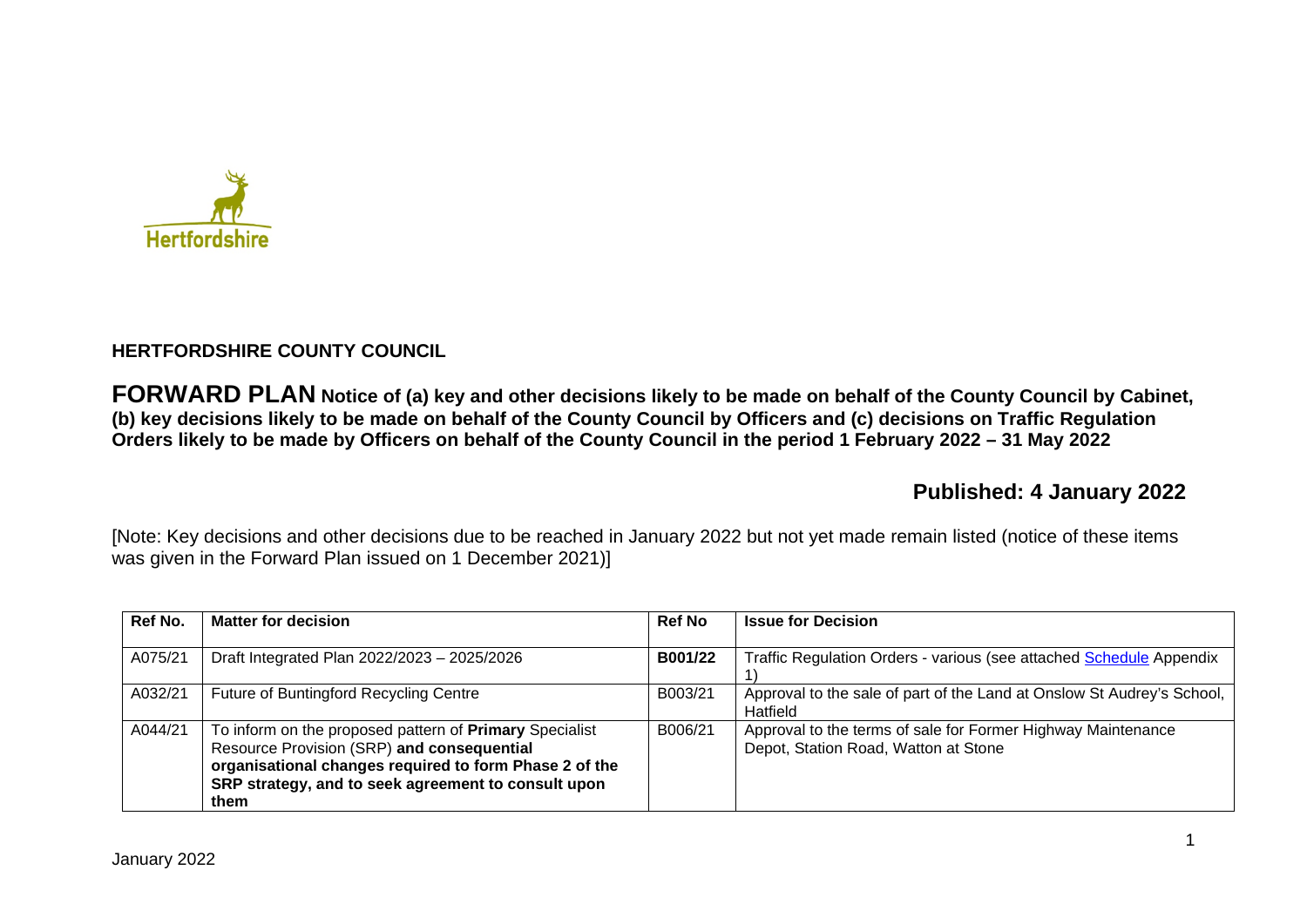**HERTFORDSHIRE COUNTY COUNCIL**

**FORWARD PLAN Notice of (a) key and other decisions likely to be made on behalf of the County Council by Cabinet, (b) key decisions likely to be made on behalf of the County Council by Officers and (c) decisions on Traffic Regulation Orders likely to be made by Officers on behalf of the County Council in the period 1 February 2022 – 31 May 2022**

**Published: 4 January 2022**

[Note: Key decisions and other decisions due to be reached in January 2022 but not yet made remain listed (notice of these items was given in the Forward Plan issued on 1 December 2021)]

| Ref No. | Matter for decision | Ref No | Issue for Decision |
|---|---|---|---|
| A075/21 | Draft Integrated Plan 2022/2023 – 2025/2026 | **B001/22** | Traffic Regulation Orders - various (see attached Schedule Appendix 1) |
| A032/21 | Future of Buntingford Recycling Centre | B003/21 | Approval to the sale of part of the Land at Onslow St Audrey's School, Hatfield |
| A044/21 | To inform on the proposed pattern of **Primary** Specialist Resource Provision (SRP) **and consequential organisational changes required to form Phase 2 of the SRP strategy, and to seek agreement to consult upon them** | B006/21 | Approval to the terms of sale for Former Highway Maintenance Depot, Station Road, Watton at Stone |

January 2022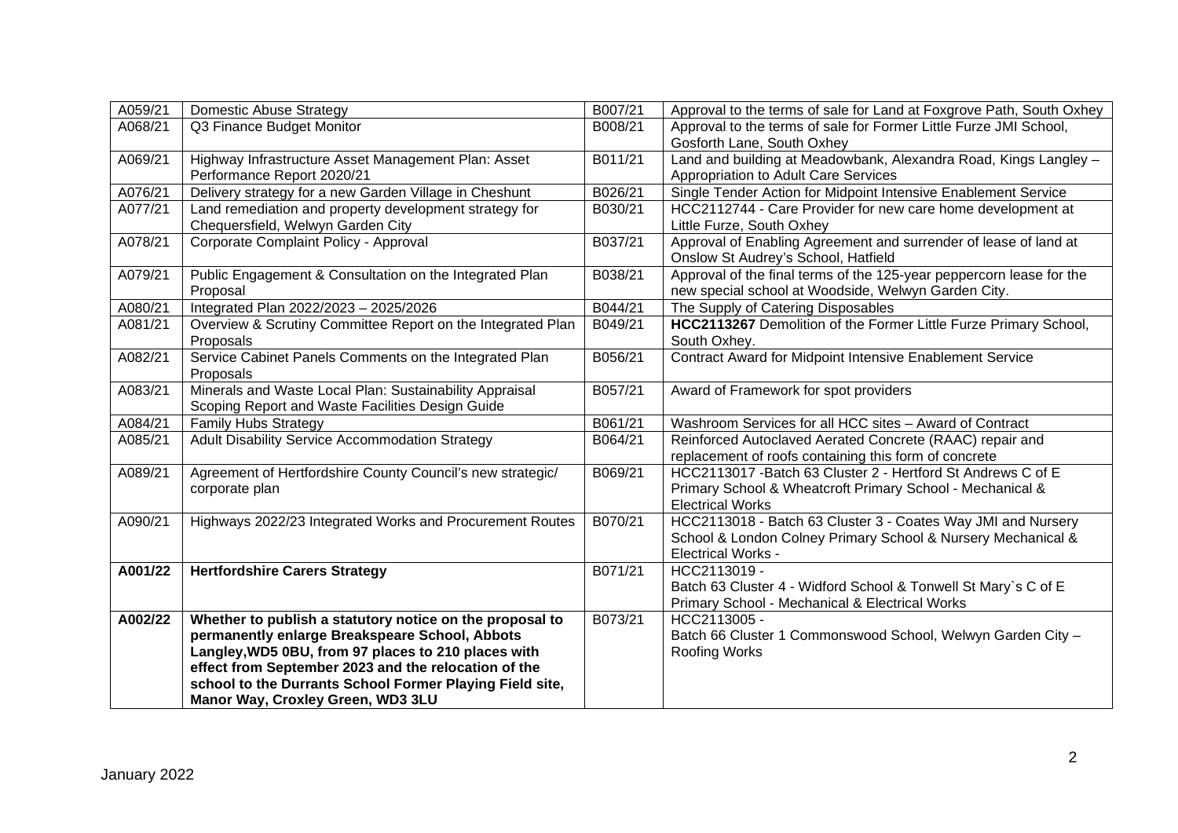| A059/21 | Domestic Abuse Strategy | B007/21 | Approval to the terms of sale for Land at Foxgrove Path, South Oxhey |
|---|---|---|---|
| A068/21 | Q3 Finance Budget Monitor | B008/21 | Approval to the terms of sale for Former Little Furze JMI School, Gosforth Lane, South Oxhey |
| A069/21 | Highway Infrastructure Asset Management Plan: Asset Performance Report 2020/21 | B011/21 | Land and building at Meadowbank, Alexandra Road, Kings Langley – Appropriation to Adult Care Services |
| A076/21 | Delivery strategy for a new Garden Village in Cheshunt | B026/21 | Single Tender Action for Midpoint Intensive Enablement Service |
| A077/21 | Land remediation and property development strategy for Chequersfield, Welwyn Garden City | B030/21 | HCC2112744 - Care Provider for new care home development at Little Furze, South Oxhey |
| A078/21 | Corporate Complaint Policy - Approval | B037/21 | Approval of Enabling Agreement and surrender of lease of land at Onslow St Audrey's School, Hatfield |
| A079/21 | Public Engagement & Consultation on the Integrated Plan Proposal | B038/21 | Approval of the final terms of the 125-year peppercorn lease for the new special school at Woodside, Welwyn Garden City. |
| A080/21 | Integrated Plan 2022/2023 – 2025/2026 | B044/21 | The Supply of Catering Disposables |
| A081/21 | Overview & Scrutiny Committee Report on the Integrated Plan Proposals | B049/21 | **HCC2113267** Demolition of the Former Little Furze Primary School, South Oxhey. |
| A082/21 | Service Cabinet Panels Comments on the Integrated Plan Proposals | B056/21 | Contract Award for Midpoint Intensive Enablement Service |
| A083/21 | Minerals and Waste Local Plan: Sustainability Appraisal Scoping Report and Waste Facilities Design Guide | B057/21 | Award of Framework for spot providers |
| A084/21 | Family Hubs Strategy | B061/21 | Washroom Services for all HCC sites – Award of Contract |
| A085/21 | Adult Disability Service Accommodation Strategy | B064/21 | Reinforced Autoclaved Aerated Concrete (RAAC) repair and replacement of roofs containing this form of concrete |
| A089/21 | Agreement of Hertfordshire County Council's new strategic/ corporate plan | B069/21 | HCC2113017 -Batch 63 Cluster 2 - Hertford St Andrews C of E Primary School & Wheatcroft Primary School - Mechanical & Electrical Works |
| A090/21 | Highways 2022/23 Integrated Works and Procurement Routes | B070/21 | HCC2113018 - Batch 63 Cluster 3 - Coates Way JMI and Nursery School & London Colney Primary School & Nursery Mechanical & Electrical Works - |
| **A001/22** | **Hertfordshire Carers Strategy** | B071/21 | HCC2113019 - Batch 63 Cluster 4 - Widford School & Tonwell St Mary`s C of E Primary School - Mechanical & Electrical Works |
| **A002/22** | **Whether to publish a statutory notice on the proposal to permanently enlarge Breakspeare School, Abbots Langley,WD5 0BU, from 97 places to 210 places with effect from September 2023 and the relocation of the school to the Durrants School Former Playing Field site, Manor Way, Croxley Green, WD3 3LU** | B073/21 | HCC2113005 - Batch 66 Cluster 1 Commonswood School, Welwyn Garden City – Roofing Works |

January 2022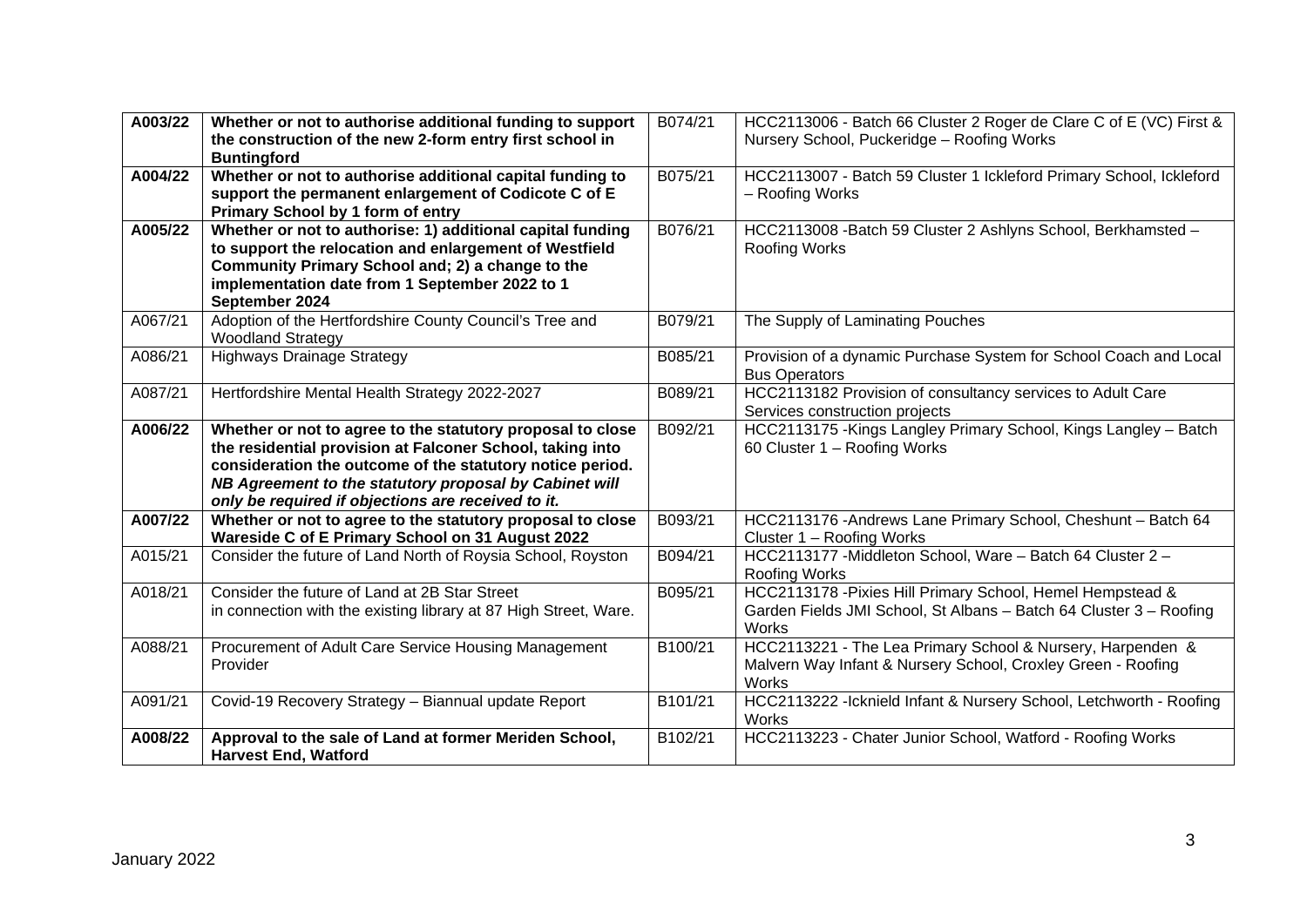| | | | |
|---|---|---|---|
| **A003/22** | **Whether or not to authorise additional funding to support the construction of the new 2-form entry first school in Buntingford** | B074/21 | HCC2113006 - Batch 66 Cluster 2 Roger de Clare C of E (VC) First & Nursery School, Puckeridge – Roofing Works |
| **A004/22** | **Whether or not to authorise additional capital funding to support the permanent enlargement of Codicote C of E Primary School by 1 form of entry** | B075/21 | HCC2113007 - Batch 59 Cluster 1 Ickleford Primary School, Ickleford – Roofing Works |
| **A005/22** | **Whether or not to authorise: 1) additional capital funding to support the relocation and enlargement of Westfield Community Primary School and; 2) a change to the implementation date from 1 September 2022 to 1 September 2024** | B076/21 | HCC2113008 -Batch 59 Cluster 2 Ashlyns School, Berkhamsted – Roofing Works |
| A067/21 | Adoption of the Hertfordshire County Council's Tree and Woodland Strategy | B079/21 | The Supply of Laminating Pouches |
| A086/21 | Highways Drainage Strategy | B085/21 | Provision of a dynamic Purchase System for School Coach and Local Bus Operators |
| A087/21 | Hertfordshire Mental Health Strategy 2022-2027 | B089/21 | HCC2113182 Provision of consultancy services to Adult Care Services construction projects |
| **A006/22** | **Whether or not to agree to the statutory proposal to close the residential provision at Falconer School, taking into consideration the outcome of the statutory notice period.** ***NB Agreement to the statutory proposal by Cabinet will only be required if objections are received to it.*** | B092/21 | HCC2113175 -Kings Langley Primary School, Kings Langley – Batch 60 Cluster 1 – Roofing Works |
| **A007/22** | **Whether or not to agree to the statutory proposal to close Wareside C of E Primary School on 31 August 2022** | B093/21 | HCC2113176 -Andrews Lane Primary School, Cheshunt – Batch 64 Cluster 1 – Roofing Works |
| A015/21 | Consider the future of Land North of Roysia School, Royston | B094/21 | HCC2113177 -Middleton School, Ware – Batch 64 Cluster 2 – Roofing Works |
| A018/21 | Consider the future of Land at 2B Star Street in connection with the existing library at 87 High Street, Ware. | B095/21 | HCC2113178 -Pixies Hill Primary School, Hemel Hempstead & Garden Fields JMI School, St Albans – Batch 64 Cluster 3 – Roofing Works |
| A088/21 | Procurement of Adult Care Service Housing Management Provider | B100/21 | HCC2113221 - The Lea Primary School & Nursery, Harpenden & Malvern Way Infant & Nursery School, Croxley Green - Roofing Works |
| A091/21 | Covid-19 Recovery Strategy – Biannual update Report | B101/21 | HCC2113222 -Icknield Infant & Nursery School, Letchworth - Roofing Works |
| **A008/22** | **Approval to the sale of Land at former Meriden School, Harvest End, Watford** | B102/21 | HCC2113223 - Chater Junior School, Watford - Roofing Works |

January 2022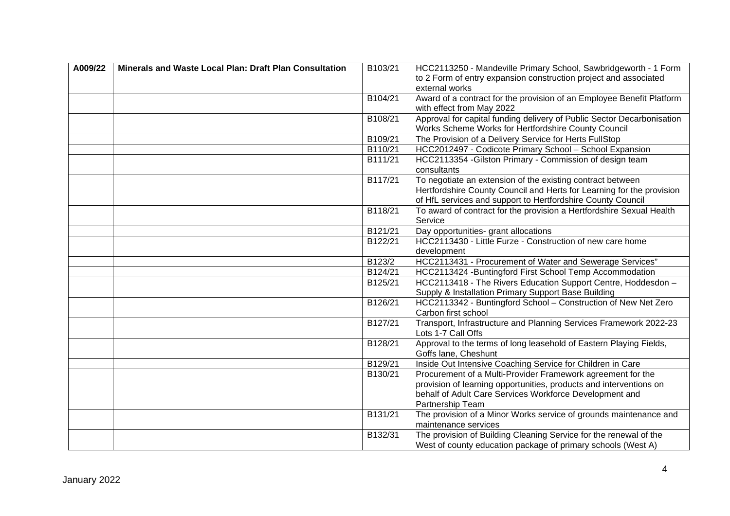| A009/22 | **Minerals and Waste Local Plan: Draft Plan Consultation** | B103/21 | HCC2113250 - Mandeville Primary School, Sawbridgeworth - 1 Form to 2 Form of entry expansion construction project and associated external works |
|---|---|---|---|
| | | B104/21 | Award of a contract for the provision of an Employee Benefit Platform with effect from May 2022 |
| | | B108/21 | Approval for capital funding delivery of Public Sector Decarbonisation Works Scheme Works for Hertfordshire County Council |
| | | B109/21 | The Provision of a Delivery Service for Herts FullStop |
| | | B110/21 | HCC2012497 - Codicote Primary School – School Expansion |
| | | B111/21 | HCC2113354 -Gilston Primary - Commission of design team consultants |
| | | B117/21 | To negotiate an extension of the existing contract between Hertfordshire County Council and Herts for Learning for the provision of HfL services and support to Hertfordshire County Council |
| | | B118/21 | To award of contract for the provision a Hertfordshire Sexual Health Service |
| | | B121/21 | Day opportunities- grant allocations |
| | | B122/21 | HCC2113430 - Little Furze - Construction of new care home development |
| | | B123/2 | HCC2113431 - Procurement of Water and Sewerage Services" |
| | | B124/21 | HCC2113424 -Buntingford First School Temp Accommodation |
| | | B125/21 | HCC2113418 - The Rivers Education Support Centre, Hoddesdon – Supply & Installation Primary Support Base Building |
| | | B126/21 | HCC2113342 - Buntingford School – Construction of New Net Zero Carbon first school |
| | | B127/21 | Transport, Infrastructure and Planning Services Framework 2022-23 Lots 1-7 Call Offs |
| | | B128/21 | Approval to the terms of long leasehold of Eastern Playing Fields, Goffs lane, Cheshunt |
| | | B129/21 | Inside Out Intensive Coaching Service for Children in Care |
| | | B130/21 | Procurement of a Multi-Provider Framework agreement for the provision of learning opportunities, products and interventions on behalf of Adult Care Services Workforce Development and Partnership Team |
| | | B131/21 | The provision of a Minor Works service of grounds maintenance and maintenance services |
| | | B132/31 | The provision of Building Cleaning Service for the renewal of the West of county education package of primary schools (West A) |

January 2022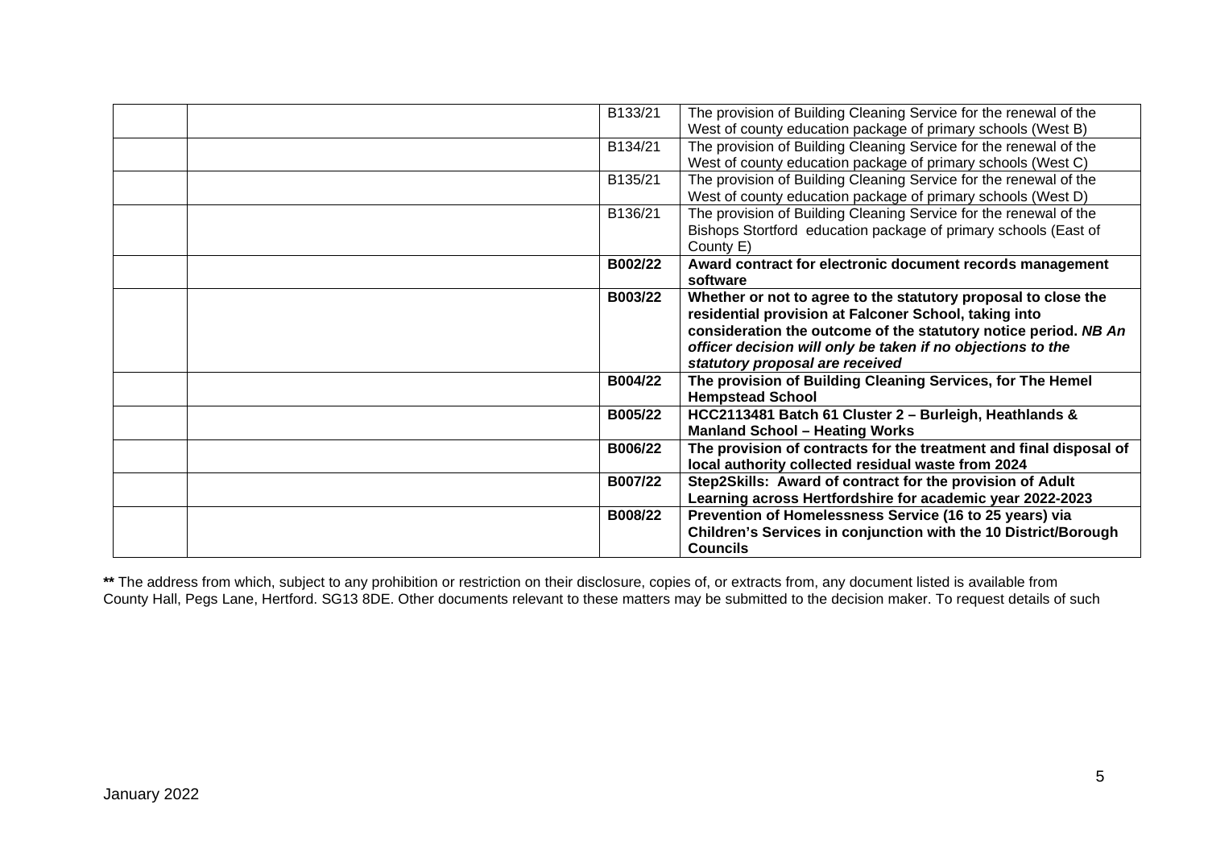| | | | |
|---|---|---|---|
| | | B133/21 | The provision of Building Cleaning Service for the renewal of the West of county education package of primary schools (West B) |
| | | B134/21 | The provision of Building Cleaning Service for the renewal of the West of county education package of primary schools (West C) |
| | | B135/21 | The provision of Building Cleaning Service for the renewal of the West of county education package of primary schools (West D) |
| | | B136/21 | The provision of Building Cleaning Service for the renewal of the Bishops Stortford education package of primary schools (East of County E) |
| | | **B002/22** | **Award contract for electronic document records management software** |
| | | **B003/22** | **Whether or not to agree to the statutory proposal to close the residential provision at Falconer School, taking into consideration the outcome of the statutory notice period.** ***NB An officer decision will only be taken if no objections to the statutory proposal are received*** |
| | | **B004/22** | **The provision of Building Cleaning Services, for The Hemel Hempstead School** |
| | | **B005/22** | **HCC2113481 Batch 61 Cluster 2 – Burleigh, Heathlands & Manland School – Heating Works** |
| | | **B006/22** | **The provision of contracts for the treatment and final disposal of local authority collected residual waste from 2024** |
| | | **B007/22** | **Step2Skills: Award of contract for the provision of Adult Learning across Hertfordshire for academic year 2022-2023** |
| | | **B008/22** | **Prevention of Homelessness Service (16 to 25 years) via Children's Services in conjunction with the 10 District/Borough Councils** |

**\*\*** The address from which, subject to any prohibition or restriction on their disclosure, copies of, or extracts from, any document listed is available from County Hall, Pegs Lane, Hertford. SG13 8DE. Other documents relevant to these matters may be submitted to the decision maker. To request details of such

January 2022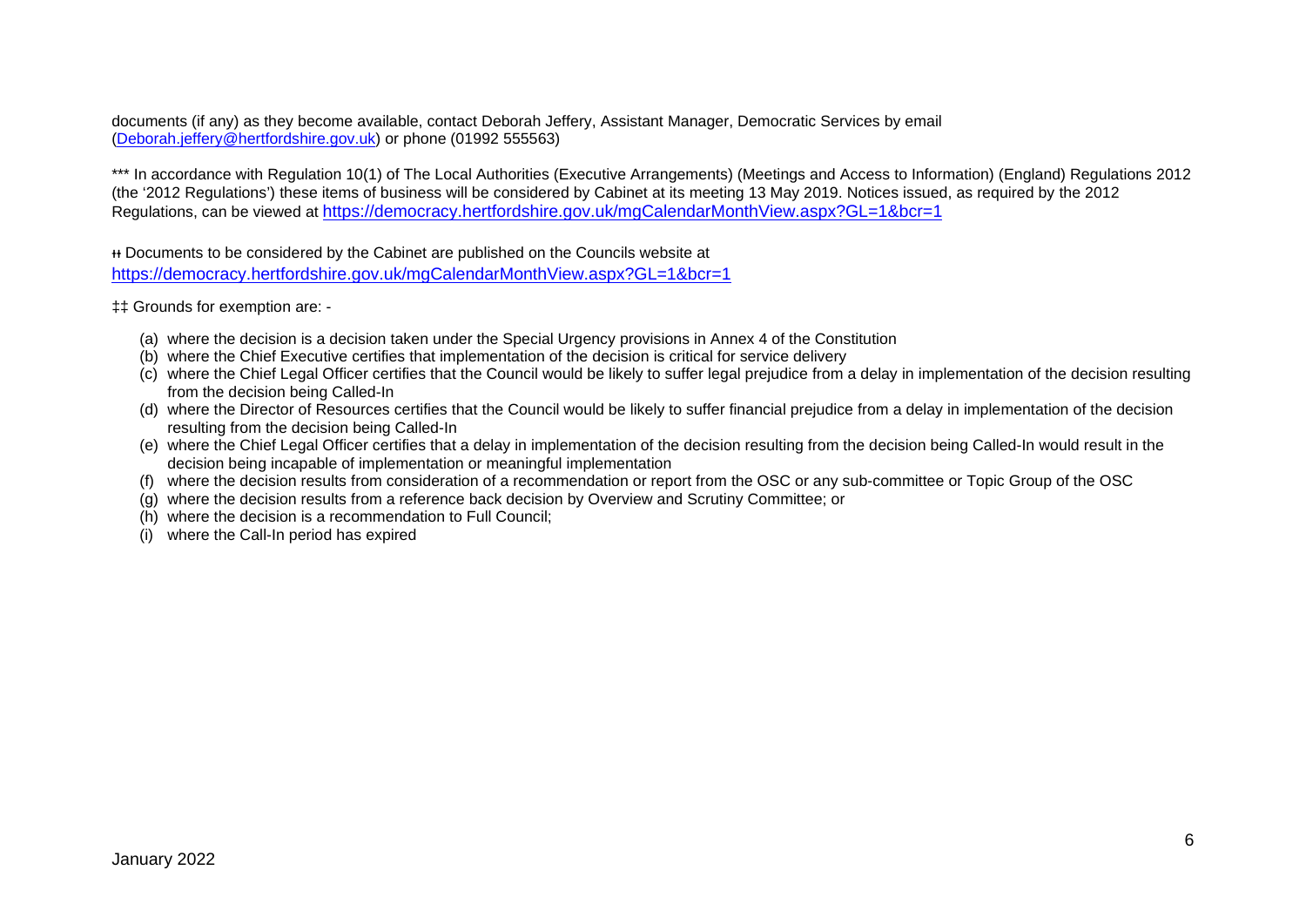documents (if any) as they become available, contact Deborah Jeffery, Assistant Manager, Democratic Services by email (Deborah.jeffery@hertfordshire.gov.uk) or phone (01992 555563)

*** In accordance with Regulation 10(1) of The Local Authorities (Executive Arrangements) (Meetings and Access to Information) (England) Regulations 2012 (the '2012 Regulations') these items of business will be considered by Cabinet at its meeting 13 May 2019. Notices issued, as required by the 2012 Regulations, can be viewed at https://democracy.hertfordshire.gov.uk/mgCalendarMonthView.aspx?GL=1&bcr=1

ǂǂ Documents to be considered by the Cabinet are published on the Councils website at https://democracy.hertfordshire.gov.uk/mgCalendarMonthView.aspx?GL=1&bcr=1

‡‡ Grounds for exemption are: -

(a) where the decision is a decision taken under the Special Urgency provisions in Annex 4 of the Constitution
(b) where the Chief Executive certifies that implementation of the decision is critical for service delivery
(c) where the Chief Legal Officer certifies that the Council would be likely to suffer legal prejudice from a delay in implementation of the decision resulting from the decision being Called-In
(d) where the Director of Resources certifies that the Council would be likely to suffer financial prejudice from a delay in implementation of the decision resulting from the decision being Called-In
(e) where the Chief Legal Officer certifies that a delay in implementation of the decision resulting from the decision being Called-In would result in the decision being incapable of implementation or meaningful implementation
(f) where the decision results from consideration of a recommendation or report from the OSC or any sub-committee or Topic Group of the OSC
(g) where the decision results from a reference back decision by Overview and Scrutiny Committee; or
(h) where the decision is a recommendation to Full Council;
(i) where the Call-In period has expired

January 2022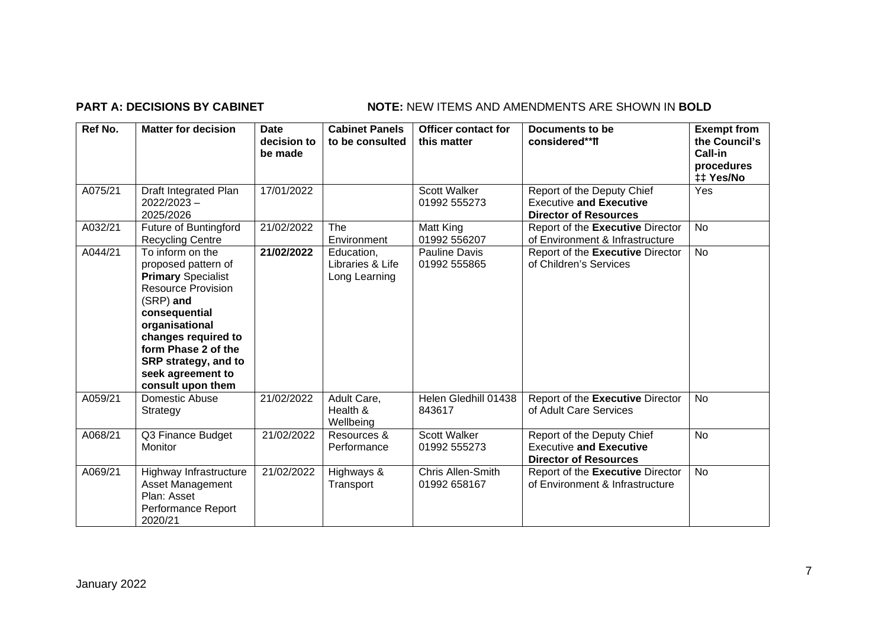**PART A: DECISIONS BY CABINET** **NOTE:** NEW ITEMS AND AMENDMENTS ARE SHOWN IN **BOLD**

| Ref No. | Matter for decision | Date decision to be made | Cabinet Panels to be consulted | Officer contact for this matter | Documents to be considered**⥮ | Exempt from the Council's Call-in procedures ‡‡ Yes/No |
|---|---|---|---|---|---|---|
| A075/21 | Draft Integrated Plan 2022/2023 – 2025/2026 | 17/01/2022 | | Scott Walker 01992 555273 | Report of the Deputy Chief Executive **and Executive Director of Resources** | Yes |
| A032/21 | Future of Buntingford Recycling Centre | 21/02/2022 | The Environment | Matt King 01992 556207 | Report of the **Executive** Director of Environment & Infrastructure | No |
| A044/21 | To inform on the proposed pattern of **Primary** Specialist Resource Provision (SRP) **and consequential organisational changes required to form Phase 2 of the SRP strategy, and to seek agreement to consult upon them** | **21/02/2022** | Education, Libraries & Life Long Learning | Pauline Davis 01992 555865 | Report of the **Executive** Director of Children's Services | No |
| A059/21 | Domestic Abuse Strategy | 21/02/2022 | Adult Care, Health & Wellbeing | Helen Gledhill 01438 843617 | Report of the **Executive** Director of Adult Care Services | No |
| A068/21 | Q3 Finance Budget Monitor | 21/02/2022 | Resources & Performance | Scott Walker 01992 555273 | Report of the Deputy Chief Executive **and Executive Director of Resources** | No |
| A069/21 | Highway Infrastructure Asset Management Plan: Asset Performance Report 2020/21 | 21/02/2022 | Highways & Transport | Chris Allen-Smith 01992 658167 | Report of the **Executive** Director of Environment & Infrastructure | No |

January 2022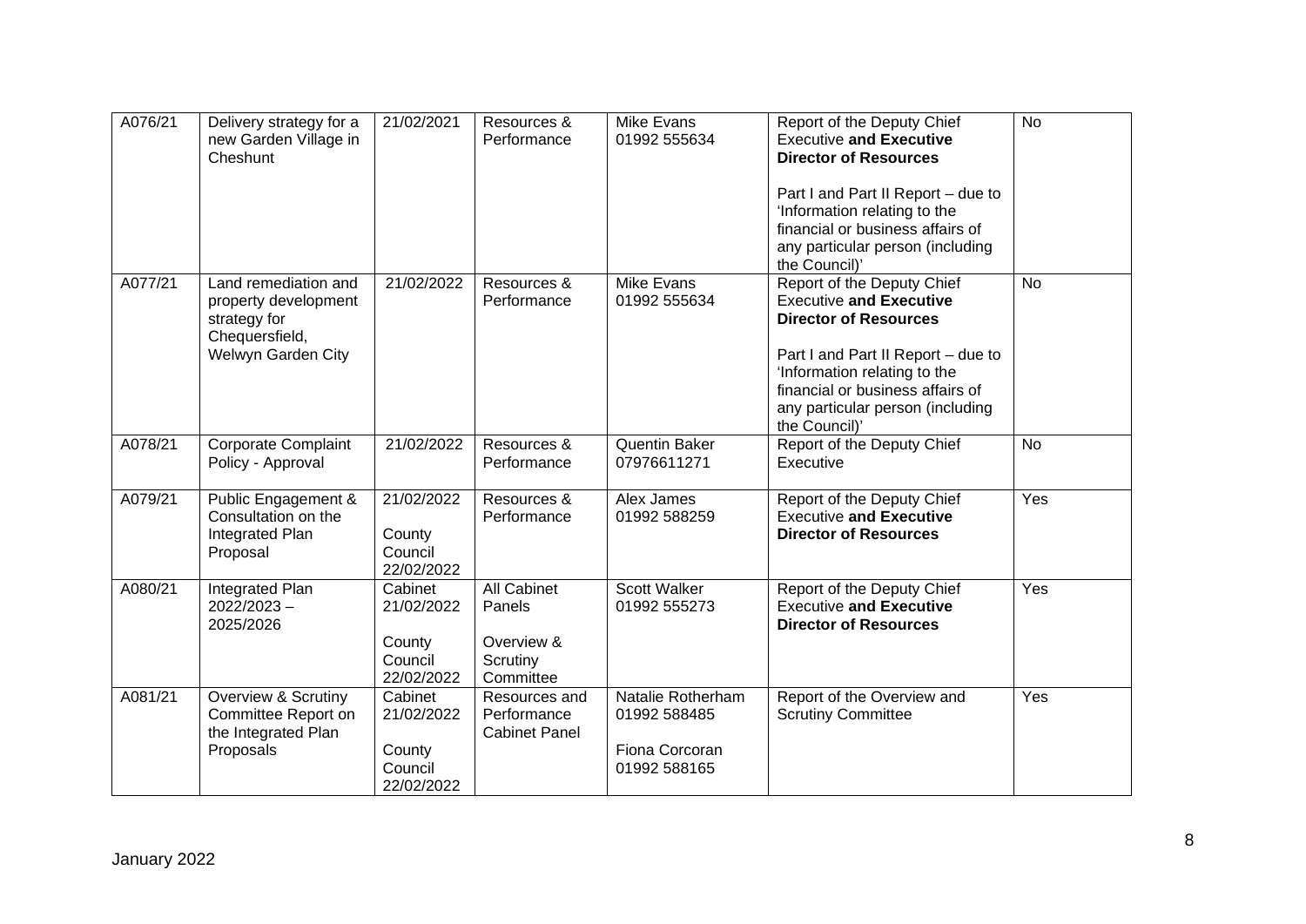| A076/21 | Delivery strategy for a new Garden Village in Cheshunt | 21/02/2021 | Resources & Performance | Mike Evans 01992 555634 | Report of the Deputy Chief Executive **and Executive Director of Resources**<br><br>Part I and Part II Report – due to 'Information relating to the financial or business affairs of any particular person (including the Council)' | No |
|---|---|---|---|---|---|---|
| A077/21 | Land remediation and property development strategy for Chequersfield, Welwyn Garden City | 21/02/2022 | Resources & Performance | Mike Evans 01992 555634 | Report of the Deputy Chief Executive **and Executive Director of Resources**<br><br>Part I and Part II Report – due to 'Information relating to the financial or business affairs of any particular person (including the Council)' | No |
| A078/21 | Corporate Complaint Policy - Approval | 21/02/2022 | Resources & Performance | Quentin Baker 07976611271 | Report of the Deputy Chief Executive | No |
| A079/21 | Public Engagement & Consultation on the Integrated Plan Proposal | 21/02/2022<br><br>County Council 22/02/2022 | Resources & Performance | Alex James 01992 588259 | Report of the Deputy Chief Executive **and Executive Director of Resources** | Yes |
| A080/21 | Integrated Plan 2022/2023 – 2025/2026 | Cabinet 21/02/2022<br><br>County Council 22/02/2022 | All Cabinet Panels<br><br>Overview & Scrutiny Committee | Scott Walker 01992 555273 | Report of the Deputy Chief Executive **and Executive Director of Resources** | Yes |
| A081/21 | Overview & Scrutiny Committee Report on the Integrated Plan Proposals | Cabinet 21/02/2022<br><br>County Council 22/02/2022 | Resources and Performance Cabinet Panel | Natalie Rotherham 01992 588485<br><br>Fiona Corcoran 01992 588165 | Report of the Overview and Scrutiny Committee | Yes |

January 2022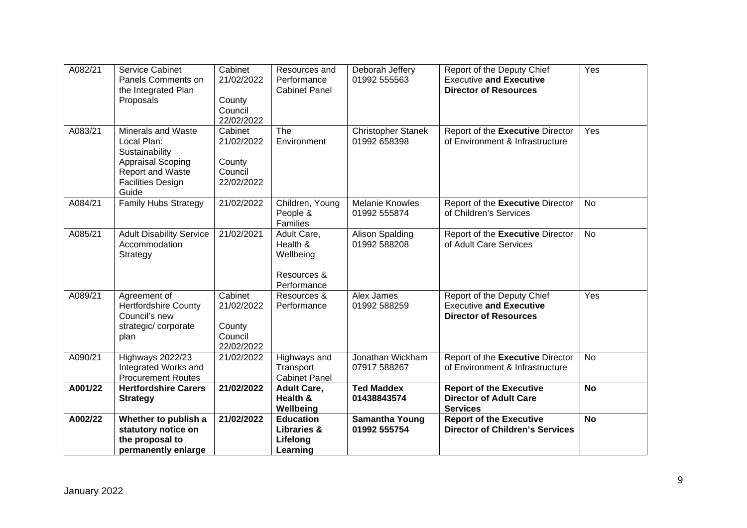| A082/21 | Service Cabinet Panels Comments on the Integrated Plan Proposals | Cabinet 21/02/2022<br><br>County Council 22/02/2022 | Resources and Performance Cabinet Panel | Deborah Jeffery 01992 555563 | Report of the Deputy Chief Executive **and Executive Director of Resources** | Yes |
|---|---|---|---|---|---|---|
| A083/21 | Minerals and Waste Local Plan: Sustainability Appraisal Scoping Report and Waste Facilities Design Guide | Cabinet 21/02/2022<br><br>County Council 22/02/2022 | The Environment | Christopher Stanek 01992 658398 | Report of the **Executive** Director of Environment & Infrastructure | Yes |
| A084/21 | Family Hubs Strategy | 21/02/2022 | Children, Young People & Families | Melanie Knowles 01992 555874 | Report of the **Executive** Director of Children's Services | No |
| A085/21 | Adult Disability Service Accommodation Strategy | 21/02/2021 | Adult Care, Health & Wellbeing<br><br>Resources & Performance | Alison Spalding 01992 588208 | Report of the **Executive** Director of Adult Care Services | No |
| A089/21 | Agreement of Hertfordshire County Council's new strategic/ corporate plan | Cabinet 21/02/2022<br><br>County Council 22/02/2022 | Resources & Performance | Alex James 01992 588259 | Report of the Deputy Chief Executive **and Executive Director of Resources** | Yes |
| A090/21 | Highways 2022/23 Integrated Works and Procurement Routes | 21/02/2022 | Highways and Transport Cabinet Panel | Jonathan Wickham 07917 588267 | Report of the **Executive** Director of Environment & Infrastructure | No |
| **A001/22** | **Hertfordshire Carers Strategy** | **21/02/2022** | **Adult Care, Health & Wellbeing** | **Ted Maddex 01438843574** | **Report of the Executive Director of Adult Care Services** | **No** |
| **A002/22** | **Whether to publish a statutory notice on the proposal to permanently enlarge** | **21/02/2022** | **Education Libraries & Lifelong Learning** | **Samantha Young 01992 555754** | **Report of the Executive Director of Children's Services** | **No** |

January 2022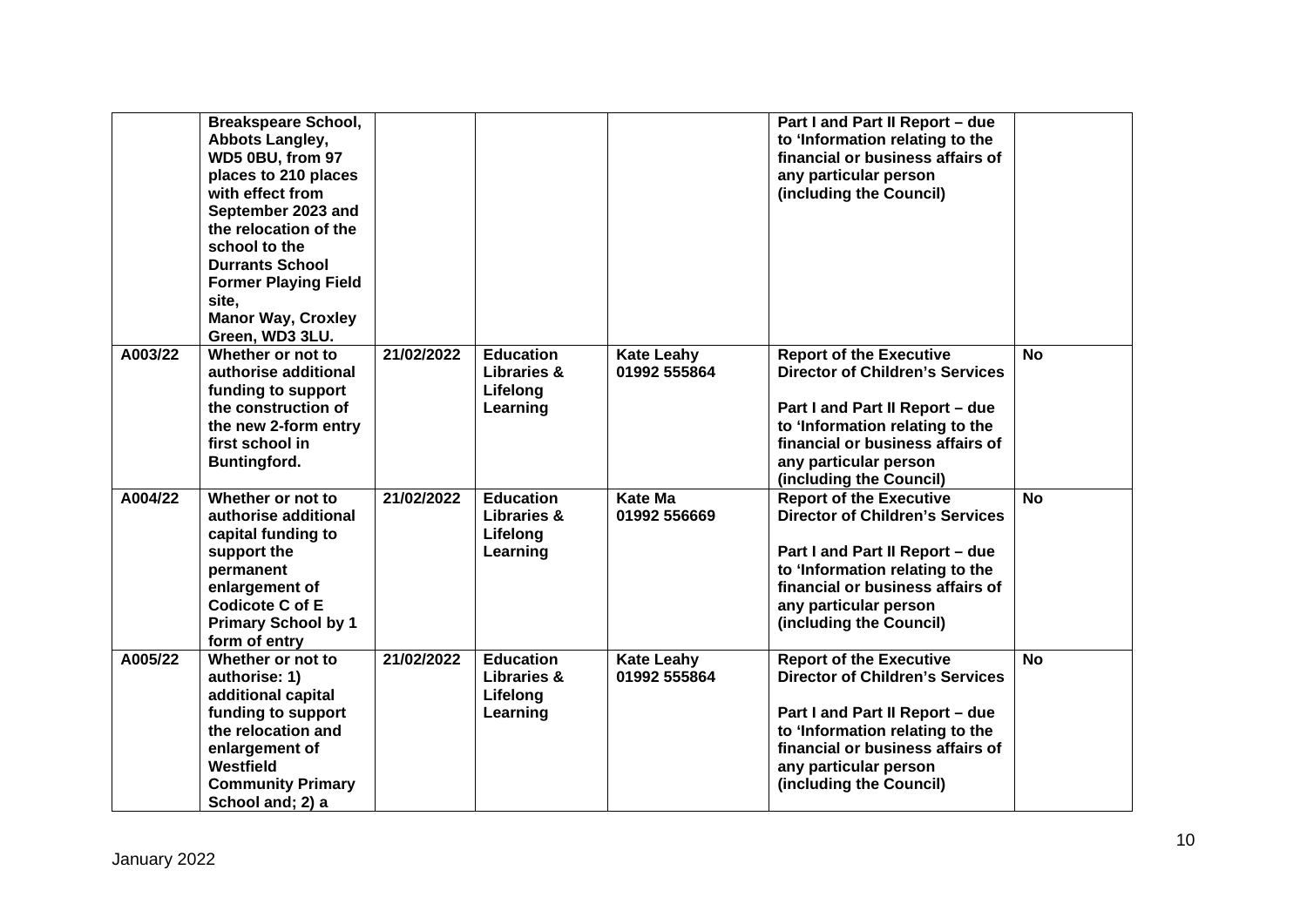| | | | | | | |
|---|---|---|---|---|---|---|
| | **Breakspeare School, Abbots Langley, WD5 0BU, from 97 places to 210 places with effect from September 2023 and the relocation of the school to the Durrants School Former Playing Field site, Manor Way, Croxley Green, WD3 3LU.** | | | | **Part I and Part II Report – due to 'Information relating to the financial or business affairs of any particular person (including the Council)** | |
| **A003/22** | **Whether or not to authorise additional funding to support the construction of the new 2-form entry first school in Buntingford.** | **21/02/2022** | **Education Libraries & Lifelong Learning** | **Kate Leahy 01992 555864** | **Report of the Executive Director of Children's Services**<br><br>**Part I and Part II Report – due to 'Information relating to the financial or business affairs of any particular person (including the Council)** | **No** |
| **A004/22** | **Whether or not to authorise additional capital funding to support the permanent enlargement of Codicote C of E Primary School by 1 form of entry** | **21/02/2022** | **Education Libraries & Lifelong Learning** | **Kate Ma 01992 556669** | **Report of the Executive Director of Children's Services**<br><br>**Part I and Part II Report – due to 'Information relating to the financial or business affairs of any particular person (including the Council)** | **No** |
| **A005/22** | **Whether or not to authorise: 1) additional capital funding to support the relocation and enlargement of Westfield Community Primary School and; 2) a** | **21/02/2022** | **Education Libraries & Lifelong Learning** | **Kate Leahy 01992 555864** | **Report of the Executive Director of Children's Services**<br><br>**Part I and Part II Report – due to 'Information relating to the financial or business affairs of any particular person (including the Council)** | **No** |

January 2022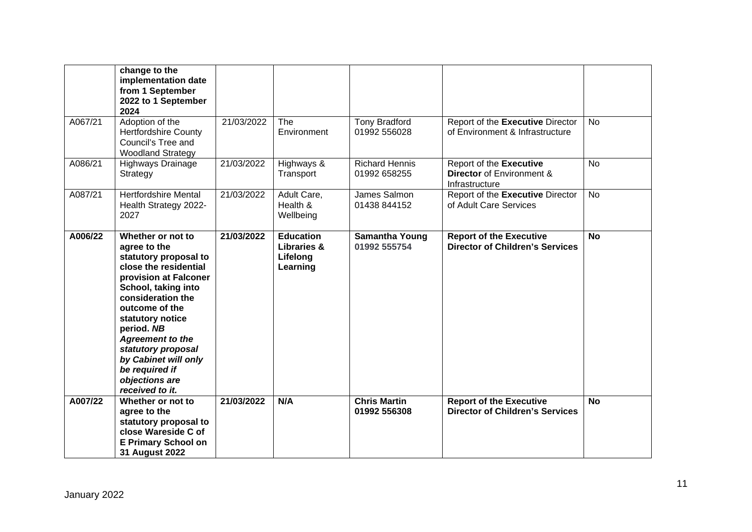| | | | | | | |
|---|---|---|---|---|---|---|
| | **change to the implementation date from 1 September 2022 to 1 September 2024** | | | | | |
| A067/21 | Adoption of the Hertfordshire County Council's Tree and Woodland Strategy | 21/03/2022 | The Environment | Tony Bradford 01992 556028 | Report of the **Executive** Director of Environment & Infrastructure | No |
| A086/21 | Highways Drainage Strategy | 21/03/2022 | Highways & Transport | Richard Hennis 01992 658255 | Report of the **Executive Director** of Environment & Infrastructure | No |
| A087/21 | Hertfordshire Mental Health Strategy 2022-2027 | 21/03/2022 | Adult Care, Health & Wellbeing | James Salmon 01438 844152 | Report of the **Executive** Director of Adult Care Services | No |
| **A006/22** | **Whether or not to agree to the statutory proposal to close the residential provision at Falconer School, taking into consideration the outcome of the statutory notice period. *NB Agreement to the statutory proposal by Cabinet will only be required if objections are received to it.*** | **21/03/2022** | **Education Libraries & Lifelong Learning** | **Samantha Young 01992 555754** | **Report of the Executive Director of Children's Services** | **No** |
| **A007/22** | **Whether or not to agree to the statutory proposal to close Wareside C of E Primary School on 31 August 2022** | **21/03/2022** | **N/A** | **Chris Martin 01992 556308** | **Report of the Executive Director of Children's Services** | **No** |

January 2022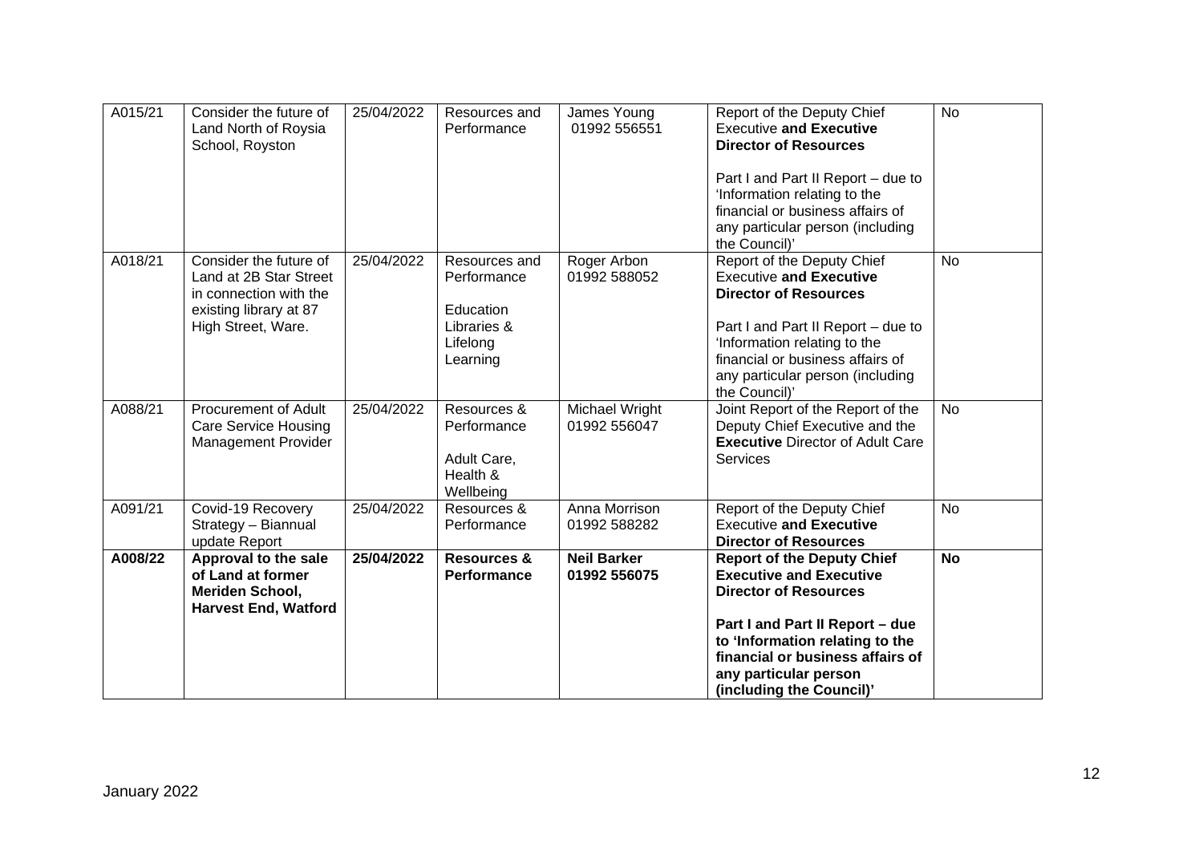| A015/21 | Consider the future of Land North of Roysia School, Royston | 25/04/2022 | Resources and Performance | James Young 01992 556551 | Report of the Deputy Chief Executive **and Executive Director of Resources**<br><br>Part I and Part II Report – due to 'Information relating to the financial or business affairs of any particular person (including the Council)' | No |
|---|---|---|---|---|---|---|
| A018/21 | Consider the future of Land at 2B Star Street in connection with the existing library at 87 High Street, Ware. | 25/04/2022 | Resources and Performance<br><br>Education Libraries & Lifelong Learning | Roger Arbon 01992 588052 | Report of the Deputy Chief Executive **and Executive Director of Resources**<br><br>Part I and Part II Report – due to 'Information relating to the financial or business affairs of any particular person (including the Council)' | No |
| A088/21 | Procurement of Adult Care Service Housing Management Provider | 25/04/2022 | Resources & Performance<br><br>Adult Care, Health & Wellbeing | Michael Wright 01992 556047 | Joint Report of the Report of the Deputy Chief Executive and the **Executive** Director of Adult Care Services | No |
| A091/21 | Covid-19 Recovery Strategy – Biannual update Report | 25/04/2022 | Resources & Performance | Anna Morrison 01992 588282 | Report of the Deputy Chief Executive **and Executive Director of Resources** | No |
| **A008/22** | **Approval to the sale of Land at former Meriden School, Harvest End, Watford** | **25/04/2022** | **Resources & Performance** | **Neil Barker 01992 556075** | **Report of the Deputy Chief Executive and Executive Director of Resources**<br><br>**Part I and Part II Report – due to 'Information relating to the financial or business affairs of any particular person (including the Council)'** | **No** |

January 2022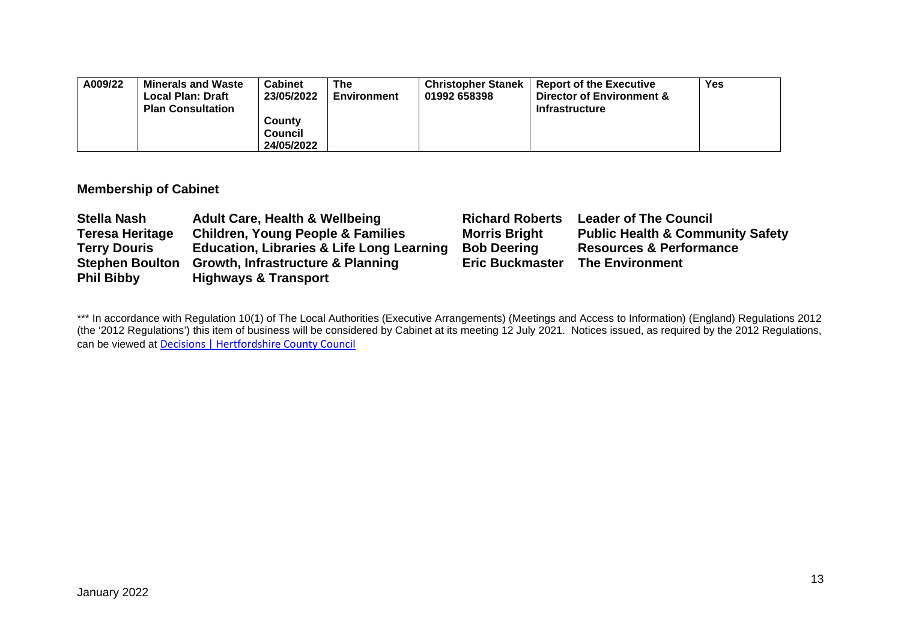| A009/22 | **Minerals and Waste Local Plan: Draft Plan Consultation** | **Cabinet 23/05/2022**<br><br>**County Council 24/05/2022** | **The Environment** | **Christopher Stanek 01992 658398** | **Report of the Executive Director of Environment & Infrastructure** | **Yes** |
|---|---|---|---|---|---|---|

## Membership of Cabinet

| | | | |
|---|---|---|---|
| **Stella Nash** | **Adult Care, Health & Wellbeing** | **Richard Roberts** | **Leader of The Council** |
| **Teresa Heritage** | **Children, Young People & Families** | **Morris Bright** | **Public Health & Community Safety** |
| **Terry Douris** | **Education, Libraries & Life Long Learning** | **Bob Deering** | **Resources & Performance** |
| **Stephen Boulton** | **Growth, Infrastructure & Planning** | **Eric Buckmaster** | **The Environment** |
| **Phil Bibby** | **Highways & Transport** | | |

*** In accordance with Regulation 10(1) of The Local Authorities (Executive Arrangements) (Meetings and Access to Information) (England) Regulations 2012 (the '2012 Regulations') this item of business will be considered by Cabinet at its meeting 12 July 2021. Notices issued, as required by the 2012 Regulations, can be viewed at Decisions | Hertfordshire County Council

January 2022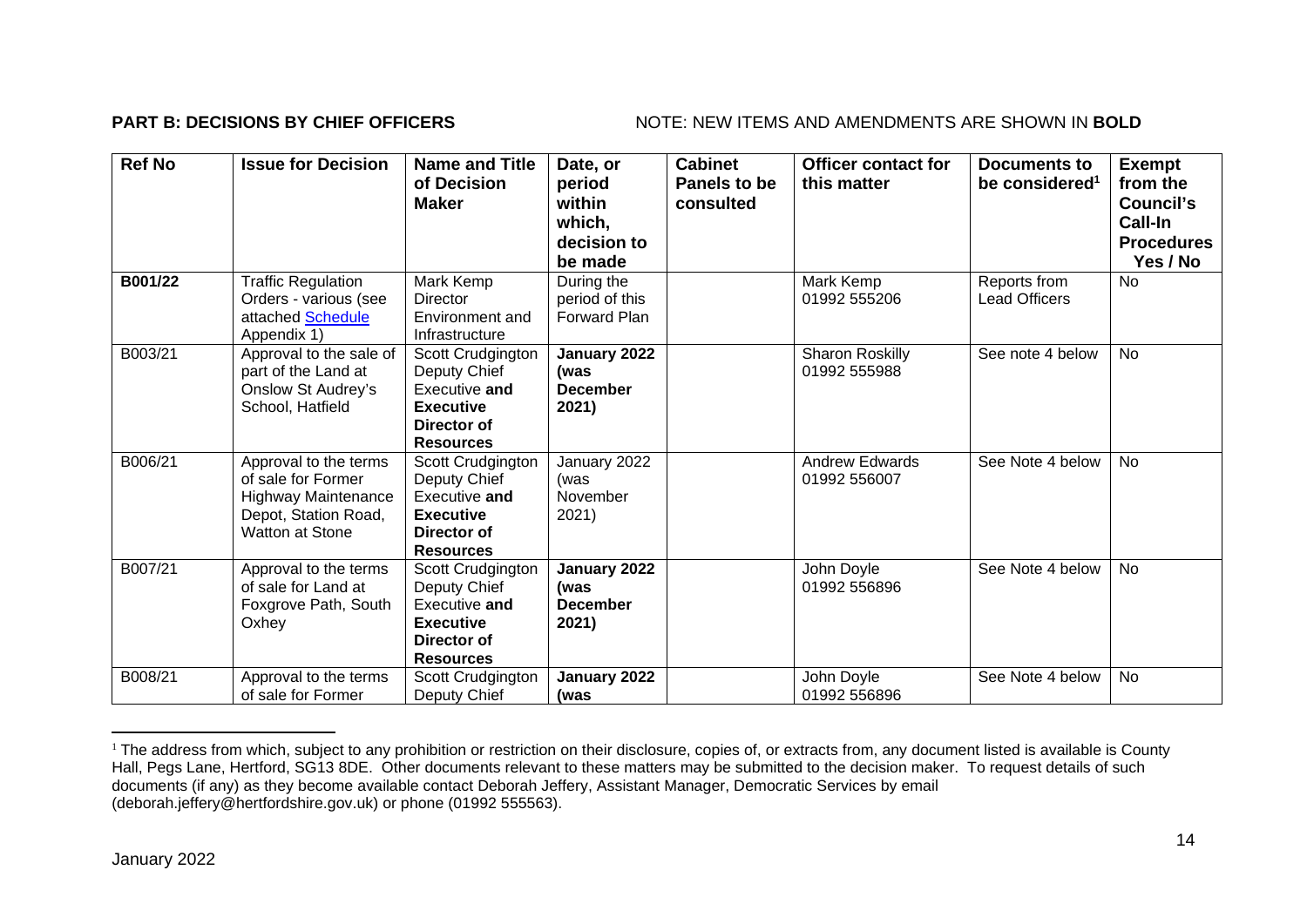**PART B: DECISIONS BY CHIEF OFFICERS** NOTE: NEW ITEMS AND AMENDMENTS ARE SHOWN IN **BOLD**

| Ref No | Issue for Decision | Name and Title of Decision Maker | Date, or period within which, decision to be made | Cabinet Panels to be consulted | Officer contact for this matter | Documents to be considered[1] | Exempt from the Council's Call-In Procedures Yes / No |
|---|---|---|---|---|---|---|---|
| **B001/22** | Traffic Regulation Orders - various (see attached Schedule Appendix 1) | Mark Kemp Director Environment and Infrastructure | During the period of this Forward Plan | | Mark Kemp 01992 555206 | Reports from Lead Officers | No |
| B003/21 | Approval to the sale of part of the Land at Onslow St Audrey's School, Hatfield | Scott Crudgington Deputy Chief Executive **and Executive Director of Resources** | **January 2022 (was December 2021)** | | Sharon Roskilly 01992 555988 | See note 4 below | No |
| B006/21 | Approval to the terms of sale for Former Highway Maintenance Depot, Station Road, Watton at Stone | Scott Crudgington Deputy Chief Executive **and Executive Director of Resources** | January 2022 (was November 2021) | | Andrew Edwards 01992 556007 | See Note 4 below | No |
| B007/21 | Approval to the terms of sale for Land at Foxgrove Path, South Oxhey | Scott Crudgington Deputy Chief Executive **and Executive Director of Resources** | **January 2022 (was December 2021)** | | John Doyle 01992 556896 | See Note 4 below | No |
| B008/21 | Approval to the terms of sale for Former | Scott Crudgington Deputy Chief | **January 2022 (was** | | John Doyle 01992 556896 | See Note 4 below | No |

[1] The address from which, subject to any prohibition or restriction on their disclosure, copies of, or extracts from, any document listed is available is County Hall, Pegs Lane, Hertford, SG13 8DE. Other documents relevant to these matters may be submitted to the decision maker. To request details of such documents (if any) as they become available contact Deborah Jeffery, Assistant Manager, Democratic Services by email (deborah.jeffery@hertfordshire.gov.uk) or phone (01992 555563).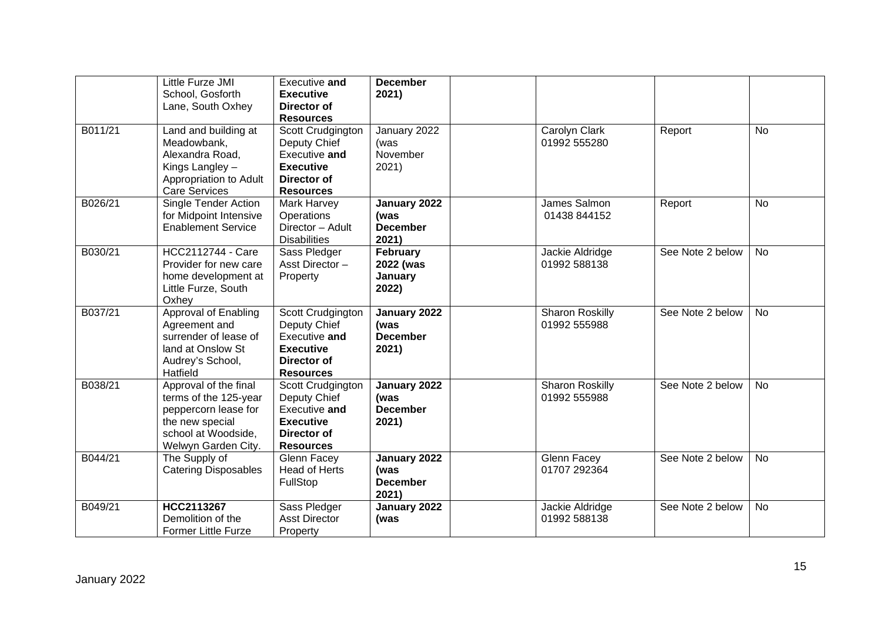| | | | | | | | |
|---|---|---|---|---|---|---|---|
| | Little Furze JMI School, Gosforth Lane, South Oxhey | Executive **and Executive Director of Resources** | **December 2021)** | | | | |
| B011/21 | Land and building at Meadowbank, Alexandra Road, Kings Langley – Appropriation to Adult Care Services | Scott Crudgington Deputy Chief Executive **and Executive Director of Resources** | January 2022 (was November 2021) | | Carolyn Clark 01992 555280 | Report | No |
| B026/21 | Single Tender Action for Midpoint Intensive Enablement Service | Mark Harvey Operations Director – Adult Disabilities | **January 2022 (was December 2021)** | | James Salmon 01438 844152 | Report | No |
| B030/21 | HCC2112744 - Care Provider for new care home development at Little Furze, South Oxhey | Sass Pledger Asst Director – Property | **February 2022 (was January 2022)** | | Jackie Aldridge 01992 588138 | See Note 2 below | No |
| B037/21 | Approval of Enabling Agreement and surrender of lease of land at Onslow St Audrey's School, Hatfield | Scott Crudgington Deputy Chief Executive **and Executive Director of Resources** | **January 2022 (was December 2021)** | | Sharon Roskilly 01992 555988 | See Note 2 below | No |
| B038/21 | Approval of the final terms of the 125-year peppercorn lease for the new special school at Woodside, Welwyn Garden City. | Scott Crudgington Deputy Chief Executive **and Executive Director of Resources** | **January 2022 (was December 2021)** | | Sharon Roskilly 01992 555988 | See Note 2 below | No |
| B044/21 | The Supply of Catering Disposables | Glenn Facey Head of Herts FullStop | **January 2022 (was December 2021)** | | Glenn Facey 01707 292364 | See Note 2 below | No |
| B049/21 | **HCC2113267** Demolition of the Former Little Furze | Sass Pledger Asst Director Property | **January 2022 (was** | | Jackie Aldridge 01992 588138 | See Note 2 below | No |

January 2022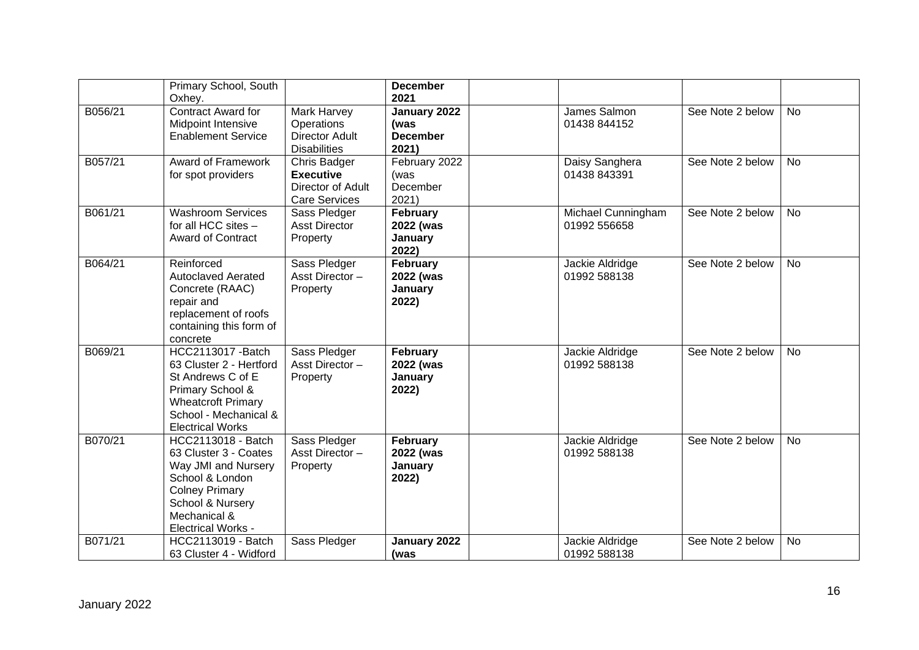| | Primary School, South Oxhey. | | **December 2021** | | | | |
|---|---|---|---|---|---|---|---|
| B056/21 | Contract Award for Midpoint Intensive Enablement Service | Mark Harvey Operations Director Adult Disabilities | **January 2022 (was December 2021)** | | James Salmon 01438 844152 | See Note 2 below | No |
| B057/21 | Award of Framework for spot providers | Chris Badger **Executive** Director of Adult Care Services | February 2022 (was December 2021) | | Daisy Sanghera 01438 843391 | See Note 2 below | No |
| B061/21 | Washroom Services for all HCC sites – Award of Contract | Sass Pledger Asst Director Property | **February 2022 (was January 2022)** | | Michael Cunningham 01992 556658 | See Note 2 below | No |
| B064/21 | Reinforced Autoclaved Aerated Concrete (RAAC) repair and replacement of roofs containing this form of concrete | Sass Pledger Asst Director – Property | **February 2022 (was January 2022)** | | Jackie Aldridge 01992 588138 | See Note 2 below | No |
| B069/21 | HCC2113017 -Batch 63 Cluster 2 - Hertford St Andrews C of E Primary School & Wheatcroft Primary School - Mechanical & Electrical Works | Sass Pledger Asst Director – Property | **February 2022 (was January 2022)** | | Jackie Aldridge 01992 588138 | See Note 2 below | No |
| B070/21 | HCC2113018 - Batch 63 Cluster 3 - Coates Way JMI and Nursery School & London Colney Primary School & Nursery Mechanical & Electrical Works - | Sass Pledger Asst Director – Property | **February 2022 (was January 2022)** | | Jackie Aldridge 01992 588138 | See Note 2 below | No |
| B071/21 | HCC2113019 - Batch 63 Cluster 4 - Widford | Sass Pledger | **January 2022 (was** | | Jackie Aldridge 01992 588138 | See Note 2 below | No |

January 2022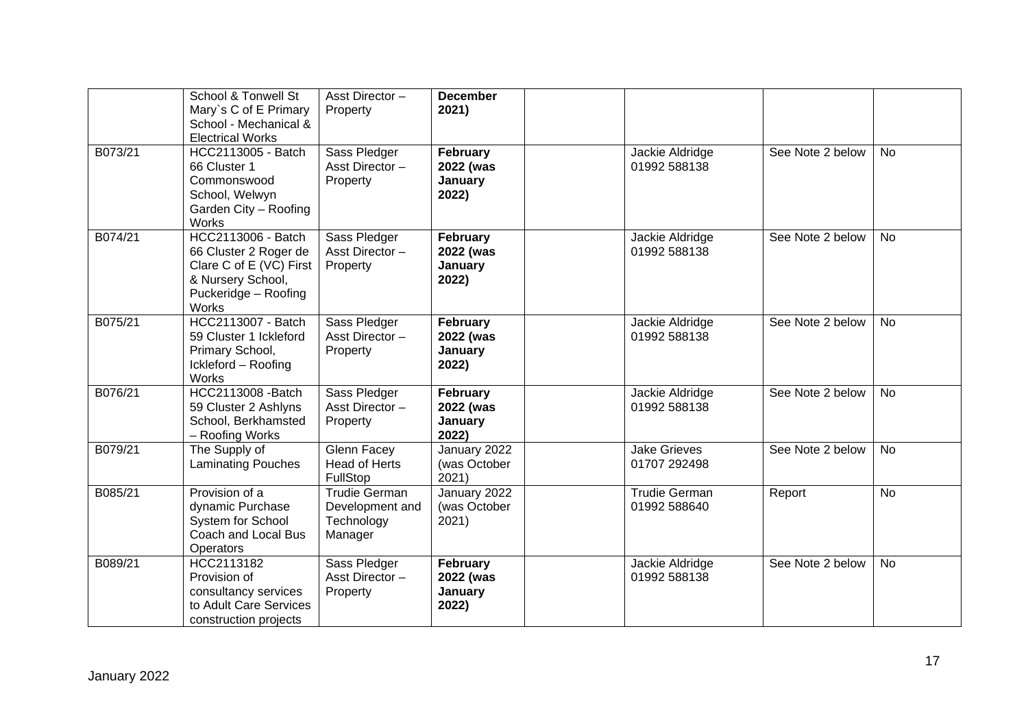|  |  |  |  |  |  |  |  |
|---|---|---|---|---|---|---|---|
|  | School & Tonwell St Mary`s C of E Primary School - Mechanical & Electrical Works | Asst Director – Property | **December 2021)** |  |  |  |  |
| B073/21 | HCC2113005 - Batch 66 Cluster 1 Commonswood School, Welwyn Garden City – Roofing Works | Sass Pledger Asst Director – Property | **February 2022 (was January 2022)** |  | Jackie Aldridge 01992 588138 | See Note 2 below | No |
| B074/21 | HCC2113006 - Batch 66 Cluster 2 Roger de Clare C of E (VC) First & Nursery School, Puckeridge – Roofing Works | Sass Pledger Asst Director – Property | **February 2022 (was January 2022)** |  | Jackie Aldridge 01992 588138 | See Note 2 below | No |
| B075/21 | HCC2113007 - Batch 59 Cluster 1 Ickleford Primary School, Ickleford – Roofing Works | Sass Pledger Asst Director – Property | **February 2022 (was January 2022)** |  | Jackie Aldridge 01992 588138 | See Note 2 below | No |
| B076/21 | HCC2113008 -Batch 59 Cluster 2 Ashlyns School, Berkhamsted – Roofing Works | Sass Pledger Asst Director – Property | **February 2022 (was January 2022)** |  | Jackie Aldridge 01992 588138 | See Note 2 below | No |
| B079/21 | The Supply of Laminating Pouches | Glenn Facey Head of Herts FullStop | January 2022 (was October 2021) |  | Jake Grieves 01707 292498 | See Note 2 below | No |
| B085/21 | Provision of a dynamic Purchase System for School Coach and Local Bus Operators | Trudie German Development and Technology Manager | January 2022 (was October 2021) |  | Trudie German 01992 588640 | Report | No |
| B089/21 | HCC2113182 Provision of consultancy services to Adult Care Services construction projects | Sass Pledger Asst Director – Property | **February 2022 (was January 2022)** |  | Jackie Aldridge 01992 588138 | See Note 2 below | No |

January 2022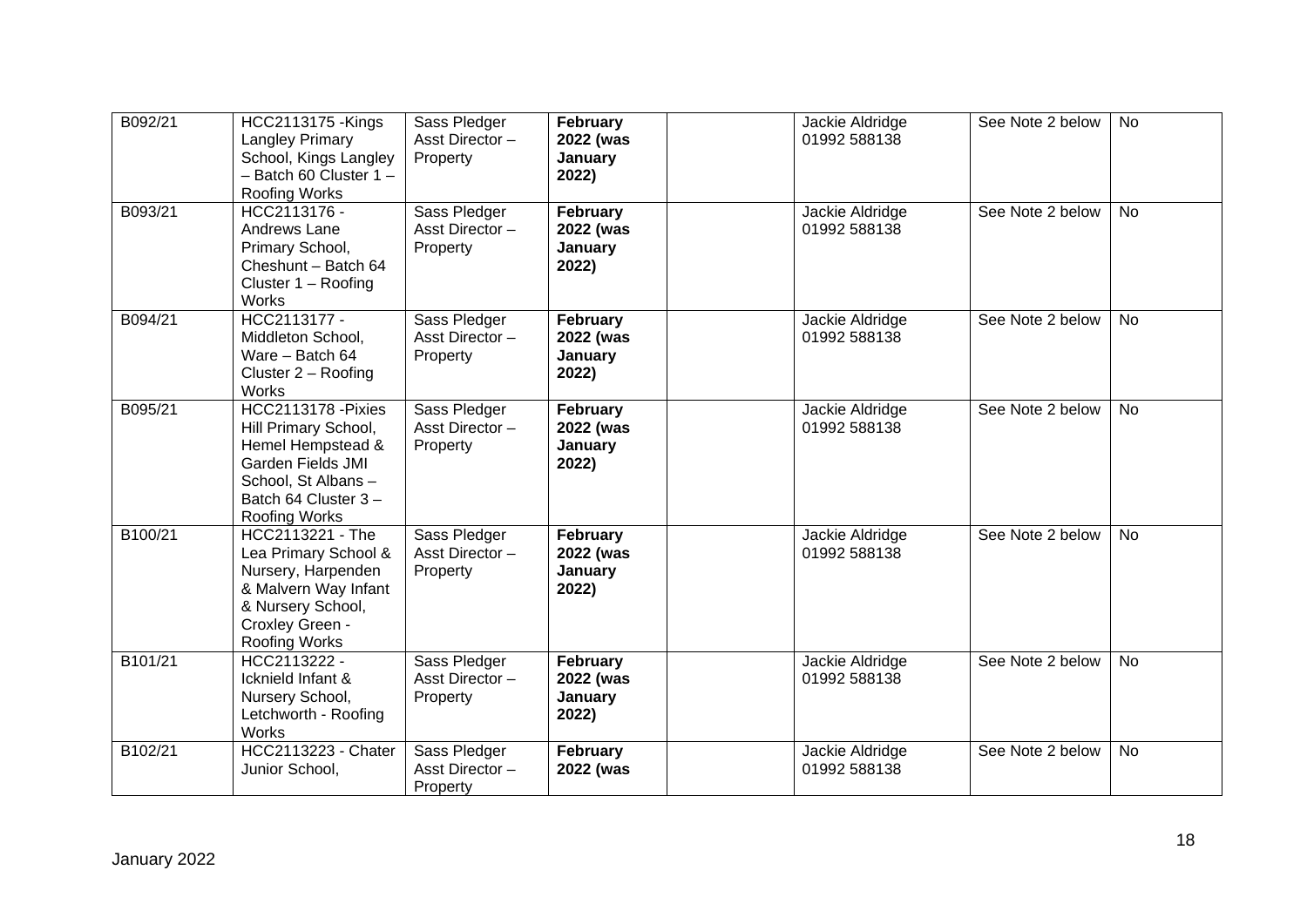| B092/21 | HCC2113175 -Kings Langley Primary School, Kings Langley – Batch 60 Cluster 1 – Roofing Works | Sass Pledger Asst Director – Property | **February 2022 (was January 2022)** | | Jackie Aldridge 01992 588138 | See Note 2 below | No |
|---|---|---|---|---|---|---|---|
| B093/21 | HCC2113176 - Andrews Lane Primary School, Cheshunt – Batch 64 Cluster 1 – Roofing Works | Sass Pledger Asst Director – Property | **February 2022 (was January 2022)** | | Jackie Aldridge 01992 588138 | See Note 2 below | No |
| B094/21 | HCC2113177 - Middleton School, Ware – Batch 64 Cluster 2 – Roofing Works | Sass Pledger Asst Director – Property | **February 2022 (was January 2022)** | | Jackie Aldridge 01992 588138 | See Note 2 below | No |
| B095/21 | HCC2113178 -Pixies Hill Primary School, Hemel Hempstead & Garden Fields JMI School, St Albans – Batch 64 Cluster 3 – Roofing Works | Sass Pledger Asst Director – Property | **February 2022 (was January 2022)** | | Jackie Aldridge 01992 588138 | See Note 2 below | No |
| B100/21 | HCC2113221 - The Lea Primary School & Nursery, Harpenden & Malvern Way Infant & Nursery School, Croxley Green - Roofing Works | Sass Pledger Asst Director – Property | **February 2022 (was January 2022)** | | Jackie Aldridge 01992 588138 | See Note 2 below | No |
| B101/21 | HCC2113222 - Icknield Infant & Nursery School, Letchworth - Roofing Works | Sass Pledger Asst Director – Property | **February 2022 (was January 2022)** | | Jackie Aldridge 01992 588138 | See Note 2 below | No |
| B102/21 | HCC2113223 - Chater Junior School, | Sass Pledger Asst Director – Property | **February 2022 (was** | | Jackie Aldridge 01992 588138 | See Note 2 below | No |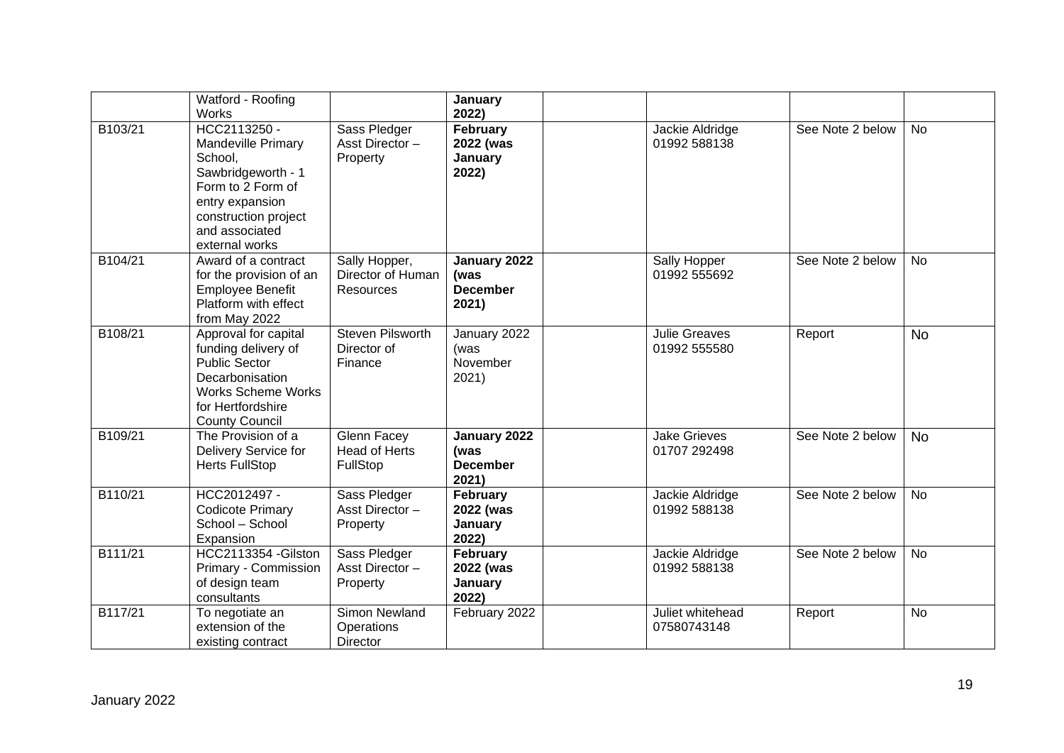| | | | | | | | |
|---|---|---|---|---|---|---|---|
| | Watford - Roofing Works | | **January 2022)** | | | | |
| B103/21 | HCC2113250 - Mandeville Primary School, Sawbridgeworth - 1 Form to 2 Form of entry expansion construction project and associated external works | Sass Pledger Asst Director – Property | **February 2022 (was January 2022)** | | Jackie Aldridge 01992 588138 | See Note 2 below | No |
| B104/21 | Award of a contract for the provision of an Employee Benefit Platform with effect from May 2022 | Sally Hopper, Director of Human Resources | **January 2022 (was December 2021)** | | Sally Hopper 01992 555692 | See Note 2 below | No |
| B108/21 | Approval for capital funding delivery of Public Sector Decarbonisation Works Scheme Works for Hertfordshire County Council | Steven Pilsworth Director of Finance | January 2022 (was November 2021) | | Julie Greaves 01992 555580 | Report | No |
| B109/21 | The Provision of a Delivery Service for Herts FullStop | Glenn Facey Head of Herts FullStop | **January 2022 (was December 2021)** | | Jake Grieves 01707 292498 | See Note 2 below | No |
| B110/21 | HCC2012497 - Codicote Primary School – School Expansion | Sass Pledger Asst Director – Property | **February 2022 (was January 2022)** | | Jackie Aldridge 01992 588138 | See Note 2 below | No |
| B111/21 | HCC2113354 -Gilston Primary - Commission of design team consultants | Sass Pledger Asst Director – Property | **February 2022 (was January 2022)** | | Jackie Aldridge 01992 588138 | See Note 2 below | No |
| B117/21 | To negotiate an extension of the existing contract | Simon Newland Operations Director | February 2022 | | Juliet whitehead 07580743148 | Report | No |

January 2022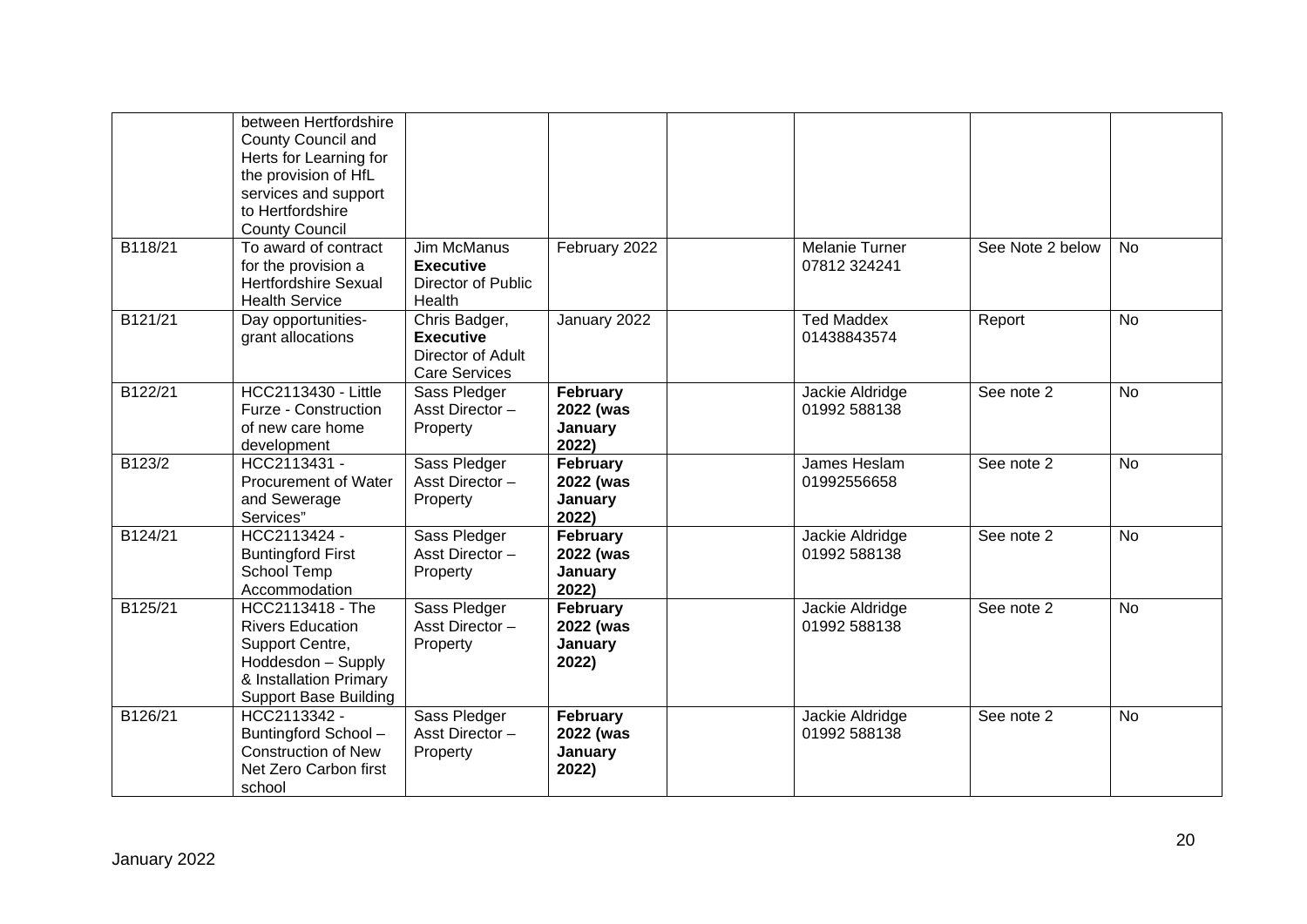| | | | | | | | |
|---|---|---|---|---|---|---|---|
| | between Hertfordshire County Council and Herts for Learning for the provision of HfL services and support to Hertfordshire County Council | | | | | | |
| B118/21 | To award of contract for the provision a Hertfordshire Sexual Health Service | Jim McManus **Executive** Director of Public Health | February 2022 | | Melanie Turner 07812 324241 | See Note 2 below | No |
| B121/21 | Day opportunities- grant allocations | Chris Badger, **Executive** Director of Adult Care Services | January 2022 | | Ted Maddex 01438843574 | Report | No |
| B122/21 | HCC2113430 - Little Furze - Construction of new care home development | Sass Pledger Asst Director – Property | **February 2022 (was January 2022)** | | Jackie Aldridge 01992 588138 | See note 2 | No |
| B123/2 | HCC2113431 - Procurement of Water and Sewerage Services" | Sass Pledger Asst Director – Property | **February 2022 (was January 2022)** | | James Heslam 01992556658 | See note 2 | No |
| B124/21 | HCC2113424 - Buntingford First School Temp Accommodation | Sass Pledger Asst Director – Property | **February 2022 (was January 2022)** | | Jackie Aldridge 01992 588138 | See note 2 | No |
| B125/21 | HCC2113418 - The Rivers Education Support Centre, Hoddesdon – Supply & Installation Primary Support Base Building | Sass Pledger Asst Director – Property | **February 2022 (was January 2022)** | | Jackie Aldridge 01992 588138 | See note 2 | No |
| B126/21 | HCC2113342 - Buntingford School – Construction of New Net Zero Carbon first school | Sass Pledger Asst Director – Property | **February 2022 (was January 2022)** | | Jackie Aldridge 01992 588138 | See note 2 | No |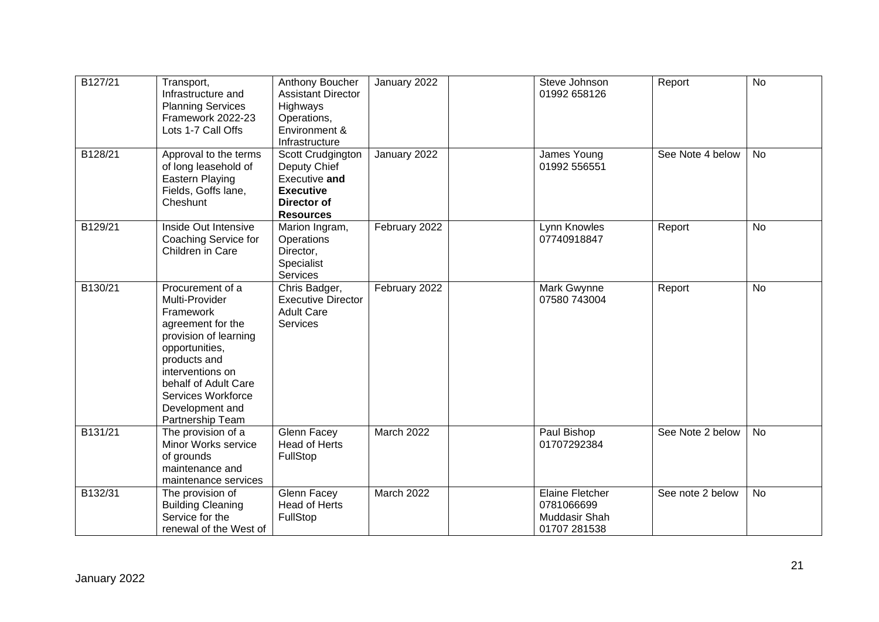| B127/21 | Transport, Infrastructure and Planning Services Framework 2022-23 Lots 1-7 Call Offs | Anthony Boucher Assistant Director Highways Operations, Environment & Infrastructure | January 2022 | | Steve Johnson 01992 658126 | Report | No |
|---|---|---|---|---|---|---|---|
| B128/21 | Approval to the terms of long leasehold of Eastern Playing Fields, Goffs lane, Cheshunt | Scott Crudgington Deputy Chief Executive **and Executive Director of Resources** | January 2022 | | James Young 01992 556551 | See Note 4 below | No |
| B129/21 | Inside Out Intensive Coaching Service for Children in Care | Marion Ingram, Operations Director, Specialist Services | February 2022 | | Lynn Knowles 07740918847 | Report | No |
| B130/21 | Procurement of a Multi-Provider Framework agreement for the provision of learning opportunities, products and interventions on behalf of Adult Care Services Workforce Development and Partnership Team | Chris Badger, Executive Director Adult Care Services | February 2022 | | Mark Gwynne 07580 743004 | Report | No |
| B131/21 | The provision of a Minor Works service of grounds maintenance and maintenance services | Glenn Facey Head of Herts FullStop | March 2022 | | Paul Bishop 01707292384 | See Note 2 below | No |
| B132/31 | The provision of Building Cleaning Service for the renewal of the West of | Glenn Facey Head of Herts FullStop | March 2022 | | Elaine Fletcher 0781066699 Muddasir Shah 01707 281538 | See note 2 below | No |

January 2022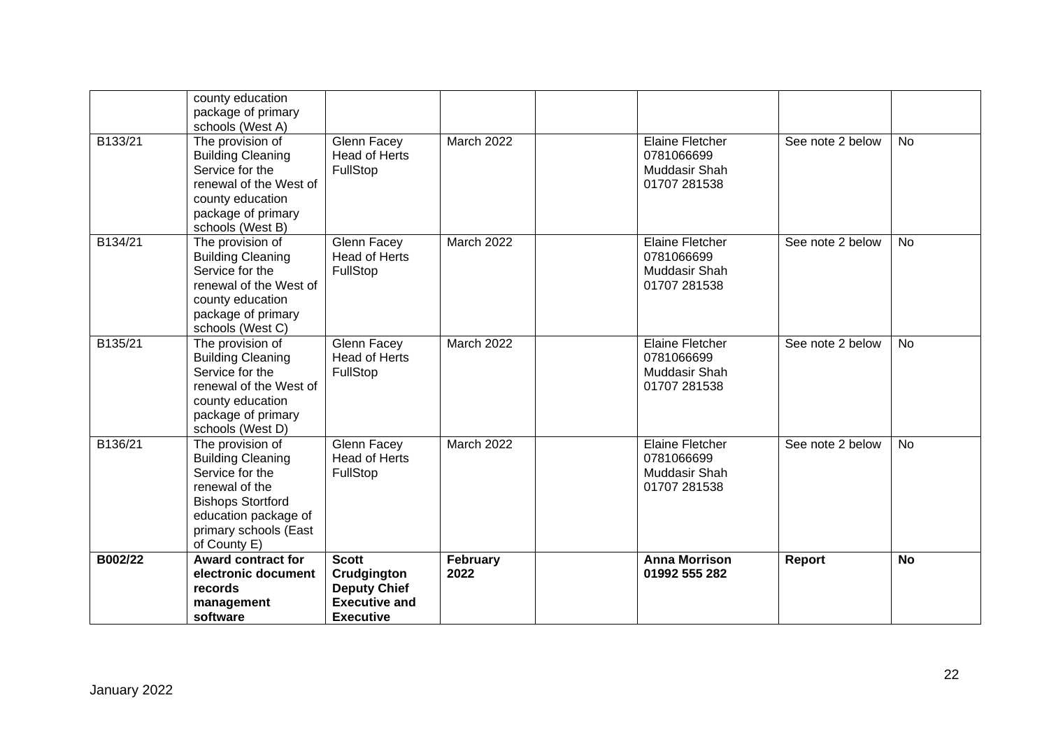| | | | | | | | |
|---|---|---|---|---|---|---|---|
| | county education package of primary schools (West A) | | | | | | |
| B133/21 | The provision of Building Cleaning Service for the renewal of the West of county education package of primary schools (West B) | Glenn Facey Head of Herts FullStop | March 2022 | | Elaine Fletcher 0781066699 Muddasir Shah 01707 281538 | See note 2 below | No |
| B134/21 | The provision of Building Cleaning Service for the renewal of the West of county education package of primary schools (West C) | Glenn Facey Head of Herts FullStop | March 2022 | | Elaine Fletcher 0781066699 Muddasir Shah 01707 281538 | See note 2 below | No |
| B135/21 | The provision of Building Cleaning Service for the renewal of the West of county education package of primary schools (West D) | Glenn Facey Head of Herts FullStop | March 2022 | | Elaine Fletcher 0781066699 Muddasir Shah 01707 281538 | See note 2 below | No |
| B136/21 | The provision of Building Cleaning Service for the renewal of the Bishops Stortford education package of primary schools (East of County E) | Glenn Facey Head of Herts FullStop | March 2022 | | Elaine Fletcher 0781066699 Muddasir Shah 01707 281538 | See note 2 below | No |
| **B002/22** | **Award contract for electronic document records management software** | **Scott Crudgington Deputy Chief Executive and Executive** | **February 2022** | | **Anna Morrison 01992 555 282** | **Report** | **No** |

January 2022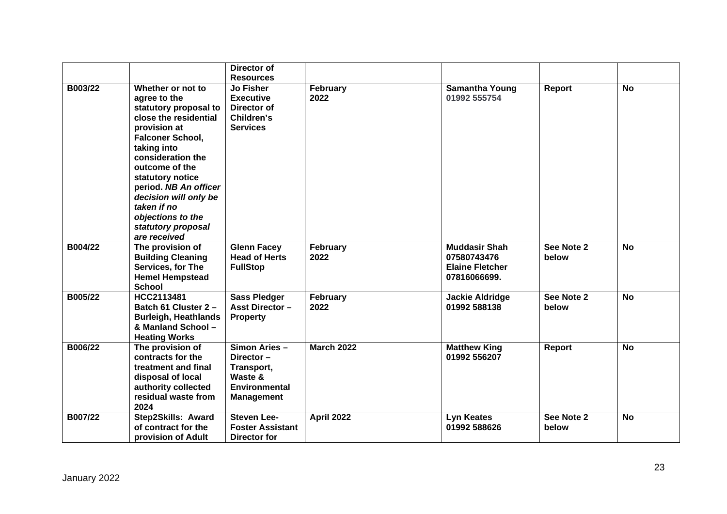| | | Director of Resources | | | | | |
|---|---|---|---|---|---|---|---|
| **B003/22** | **Whether or not to agree to the statutory proposal to close the residential provision at Falconer School, taking into consideration the outcome of the statutory notice period.** ***NB An officer decision will only be taken if no objections to the statutory proposal are received*** | **Jo Fisher Executive Director of Children's Services** | **February 2022** | | **Samantha Young 01992 555754** | **Report** | **No** |
| **B004/22** | **The provision of Building Cleaning Services, for The Hemel Hempstead School** | **Glenn Facey Head of Herts FullStop** | **February 2022** | | **Muddasir Shah 07580743476 Elaine Fletcher 07816066699.** | **See Note 2 below** | **No** |
| **B005/22** | **HCC2113481 Batch 61 Cluster 2 – Burleigh, Heathlands & Manland School – Heating Works** | **Sass Pledger Asst Director – Property** | **February 2022** | | **Jackie Aldridge 01992 588138** | **See Note 2 below** | **No** |
| **B006/22** | **The provision of contracts for the treatment and final disposal of local authority collected residual waste from 2024** | **Simon Aries – Director – Transport, Waste & Environmental Management** | **March 2022** | | **Matthew King 01992 556207** | **Report** | **No** |
| **B007/22** | **Step2Skills: Award of contract for the provision of Adult** | **Steven Lee-Foster Assistant Director for** | **April 2022** | | **Lyn Keates 01992 588626** | **See Note 2 below** | **No** |

January 2022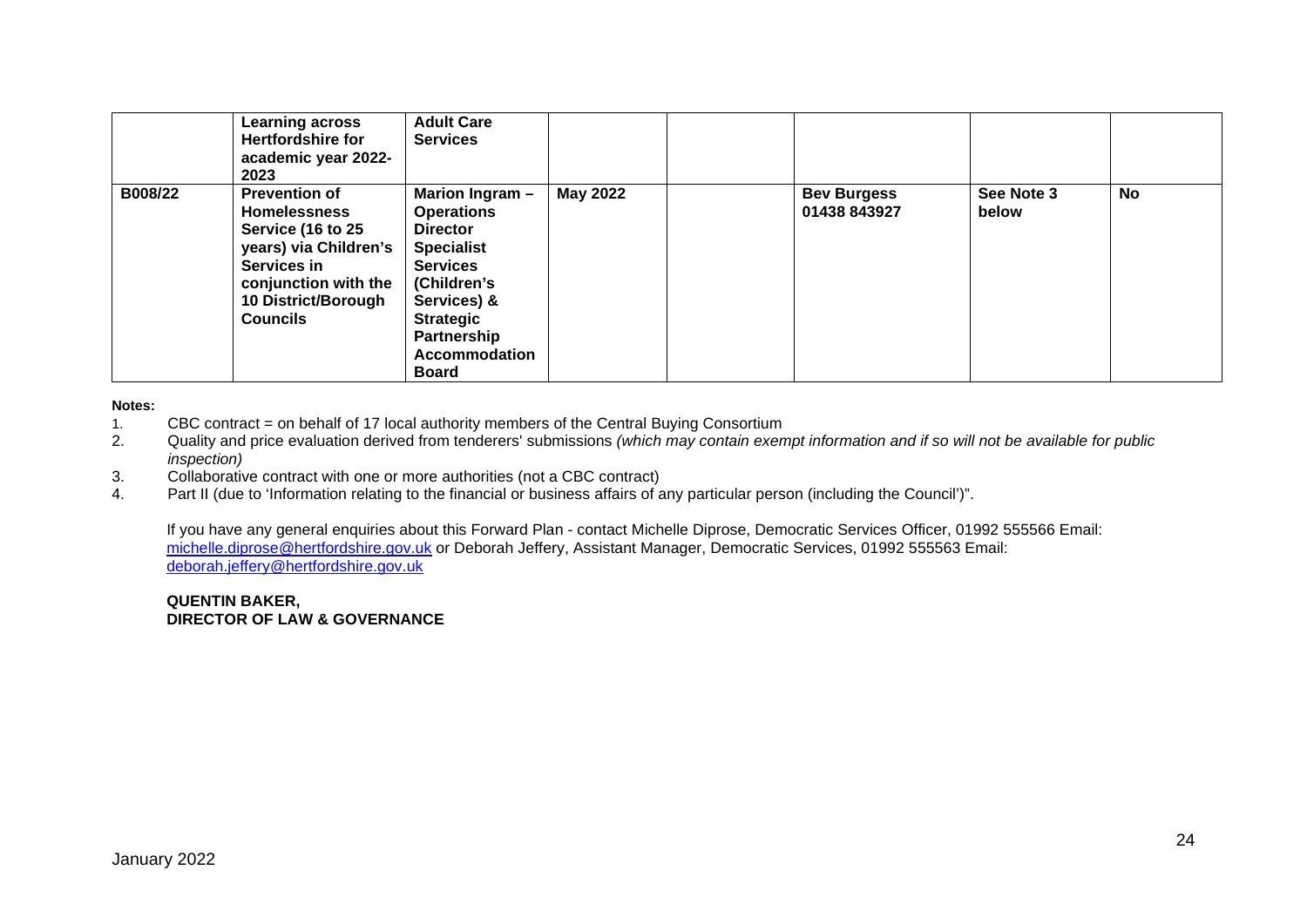| | | | | | | | |
|---|---|---|---|---|---|---|---|
| | **Learning across Hertfordshire for academic year 2022-2023** | **Adult Care Services** | | | | | |
| **B008/22** | **Prevention of Homelessness Service (16 to 25 years) via Children's Services in conjunction with the 10 District/Borough Councils** | **Marion Ingram – Operations Director Specialist Services (Children's Services) & Strategic Partnership Accommodation Board** | **May 2022** | | **Bev Burgess 01438 843927** | **See Note 3 below** | **No** |

**Notes:**

1. CBC contract = on behalf of 17 local authority members of the Central Buying Consortium
2. Quality and price evaluation derived from tenderers' submissions *(which may contain exempt information and if so will not be available for public inspection)*
3. Collaborative contract with one or more authorities (not a CBC contract)
4. Part II (due to 'Information relating to the financial or business affairs of any particular person (including the Council')".

If you have any general enquiries about this Forward Plan - contact Michelle Diprose, Democratic Services Officer, 01992 555566 Email: michelle.diprose@hertfordshire.gov.uk or Deborah Jeffery, Assistant Manager, Democratic Services, 01992 555563 Email: deborah.jeffery@hertfordshire.gov.uk

**QUENTIN BAKER,**
**DIRECTOR OF LAW & GOVERNANCE**

January 2022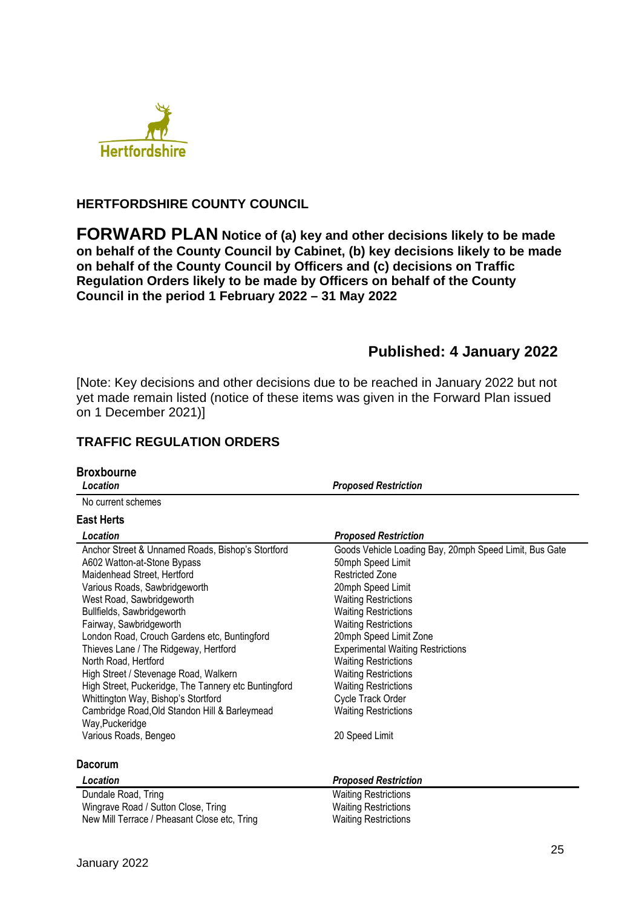## HERTFORDSHIRE COUNTY COUNCIL

# FORWARD PLAN **Notice of (a) key and other decisions likely to be made on behalf of the County Council by Cabinet, (b) key decisions likely to be made on behalf of the County Council by Officers and (c) decisions on Traffic Regulation Orders likely to be made by Officers on behalf of the County Council in the period 1 February 2022 – 31 May 2022**

## Published: 4 January 2022

[Note: Key decisions and other decisions due to be reached in January 2022 but not yet made remain listed (notice of these items was given in the Forward Plan issued on 1 December 2021)]

## TRAFFIC REGULATION ORDERS

### Broxbourne

| *Location* | *Proposed Restriction* |
|---|---|
| No current schemes | |

### East Herts

| *Location* | *Proposed Restriction* |
|---|---|
| Anchor Street & Unnamed Roads, Bishop's Stortford | Goods Vehicle Loading Bay, 20mph Speed Limit, Bus Gate |
| A602 Watton-at-Stone Bypass | 50mph Speed Limit |
| Maidenhead Street, Hertford | Restricted Zone |
| Various Roads, Sawbridgeworth | 20mph Speed Limit |
| West Road, Sawbridgeworth | Waiting Restrictions |
| Bullfields, Sawbridgeworth | Waiting Restrictions |
| Fairway, Sawbridgeworth | Waiting Restrictions |
| London Road, Crouch Gardens etc, Buntingford | 20mph Speed Limit Zone |
| Thieves Lane / The Ridgeway, Hertford | Experimental Waiting Restrictions |
| North Road, Hertford | Waiting Restrictions |
| High Street / Stevenage Road, Walkern | Waiting Restrictions |
| High Street, Puckeridge, The Tannery etc Buntingford | Waiting Restrictions |
| Whittington Way, Bishop's Stortford | Cycle Track Order |
| Cambridge Road, Old Standon Hill & Barleymead Way, Puckeridge | Waiting Restrictions |
| Various Roads, Bengeo | 20 Speed Limit |

### Dacorum

| *Location* | *Proposed Restriction* |
|---|---|
| Dundale Road, Tring | Waiting Restrictions |
| Wingrave Road / Sutton Close, Tring | Waiting Restrictions |
| New Mill Terrace / Pheasant Close etc, Tring | Waiting Restrictions |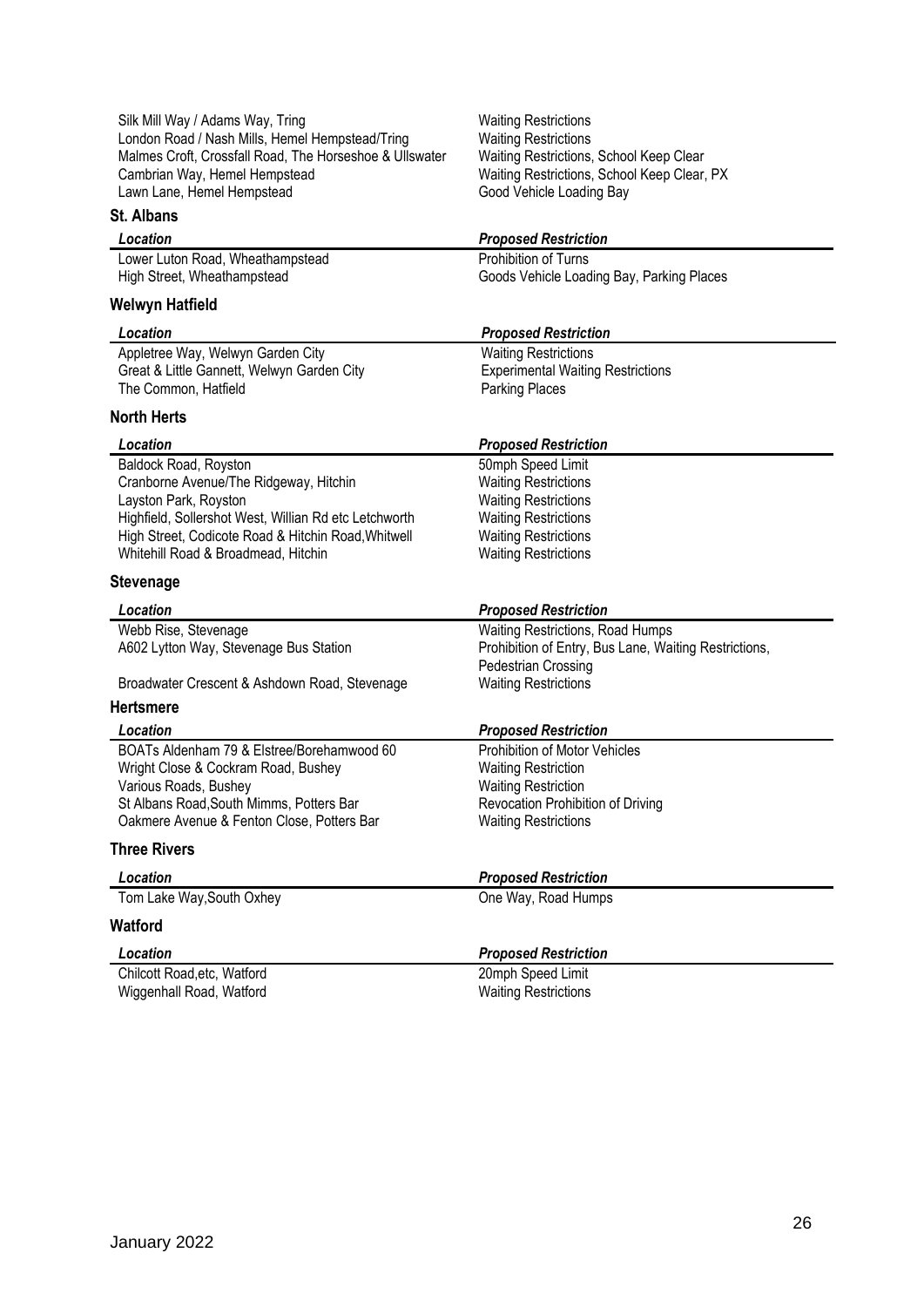| | |
|---|---|
| Silk Mill Way / Adams Way, Tring | Waiting Restrictions |
| London Road / Nash Mills, Hemel Hempstead/Tring | Waiting Restrictions |
| Malmes Croft, Crossfall Road, The Horseshoe & Ullswater | Waiting Restrictions, School Keep Clear |
| Cambrian Way, Hemel Hempstead | Waiting Restrictions, School Keep Clear, PX |
| Lawn Lane, Hemel Hempstead | Good Vehicle Loading Bay |

### St. Albans

| *Location* | *Proposed Restriction* |
|---|---|
| Lower Luton Road, Wheathampstead | Prohibition of Turns |
| High Street, Wheathampstead | Goods Vehicle Loading Bay, Parking Places |

### Welwyn Hatfield

| *Location* | *Proposed Restriction* |
|---|---|
| Appletree Way, Welwyn Garden City | Waiting Restrictions |
| Great & Little Gannett, Welwyn Garden City | Experimental Waiting Restrictions |
| The Common, Hatfield | Parking Places |

### North Herts

| *Location* | *Proposed Restriction* |
|---|---|
| Baldock Road, Royston | 50mph Speed Limit |
| Cranborne Avenue/The Ridgeway, Hitchin | Waiting Restrictions |
| Layston Park, Royston | Waiting Restrictions |
| Highfield, Sollershot West, Willian Rd etc Letchworth | Waiting Restrictions |
| High Street, Codicote Road & Hitchin Road,Whitwell | Waiting Restrictions |
| Whitehill Road & Broadmead, Hitchin | Waiting Restrictions |

### Stevenage

| *Location* | *Proposed Restriction* |
|---|---|
| Webb Rise, Stevenage | Waiting Restrictions, Road Humps |
| A602 Lytton Way, Stevenage Bus Station | Prohibition of Entry, Bus Lane, Waiting Restrictions, Pedestrian Crossing |
| Broadwater Crescent & Ashdown Road, Stevenage | Waiting Restrictions |

### Hertsmere

| *Location* | *Proposed Restriction* |
|---|---|
| BOATs Aldenham 79 & Elstree/Borehamwood 60 | Prohibition of Motor Vehicles |
| Wright Close & Cockram Road, Bushey | Waiting Restriction |
| Various Roads, Bushey | Waiting Restriction |
| St Albans Road,South Mimms, Potters Bar | Revocation Prohibition of Driving |
| Oakmere Avenue & Fenton Close, Potters Bar | Waiting Restrictions |

### Three Rivers

| *Location* | *Proposed Restriction* |
|---|---|
| Tom Lake Way,South Oxhey | One Way, Road Humps |

### Watford

| *Location* | *Proposed Restriction* |
|---|---|
| Chilcott Road,etc, Watford | 20mph Speed Limit |
| Wiggenhall Road, Watford | Waiting Restrictions |

January 2022